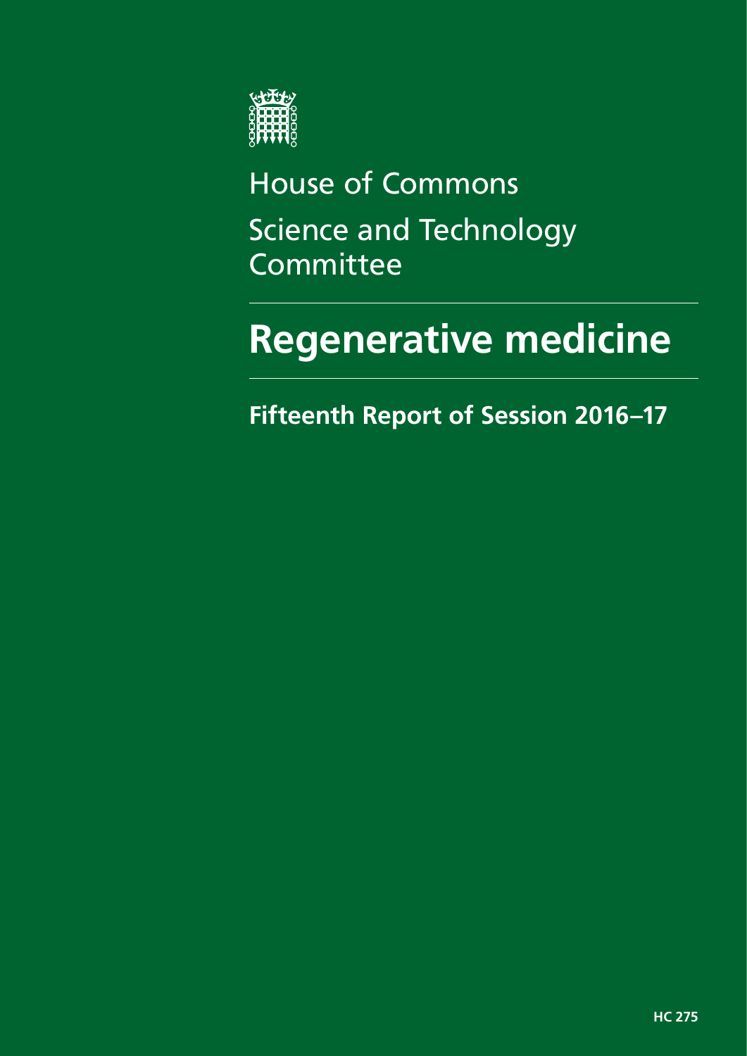House of Commons

Science and Technology Committee

# Regenerative medicine

## Fifteenth Report of Session 2016–17

HC 275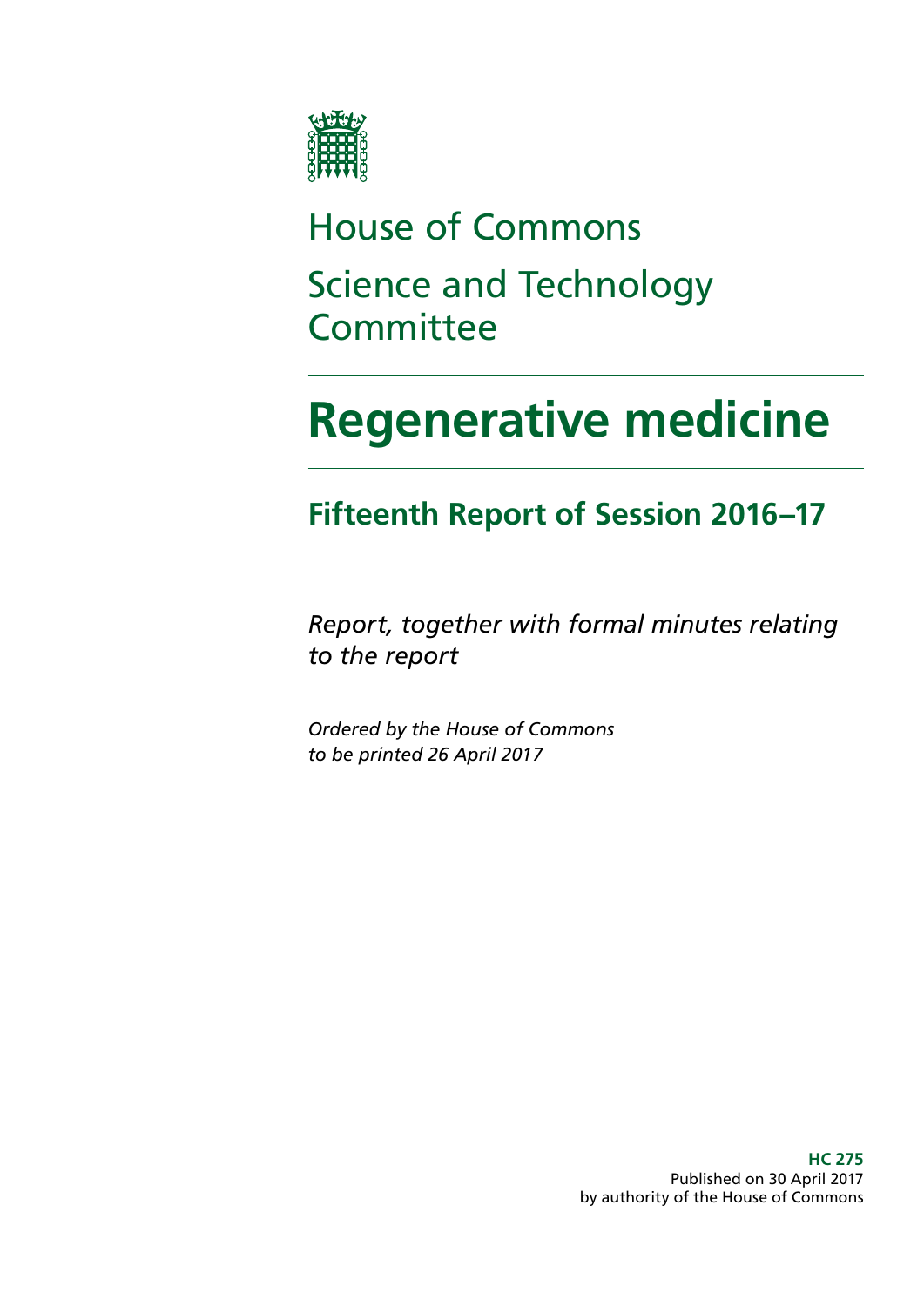# House of Commons
# Science and Technology Committee

# Regenerative medicine

## Fifteenth Report of Session 2016–17

*Report, together with formal minutes relating to the report*

*Ordered by the House of Commons to be printed 26 April 2017*

**HC 275**
Published on 30 April 2017
by authority of the House of Commons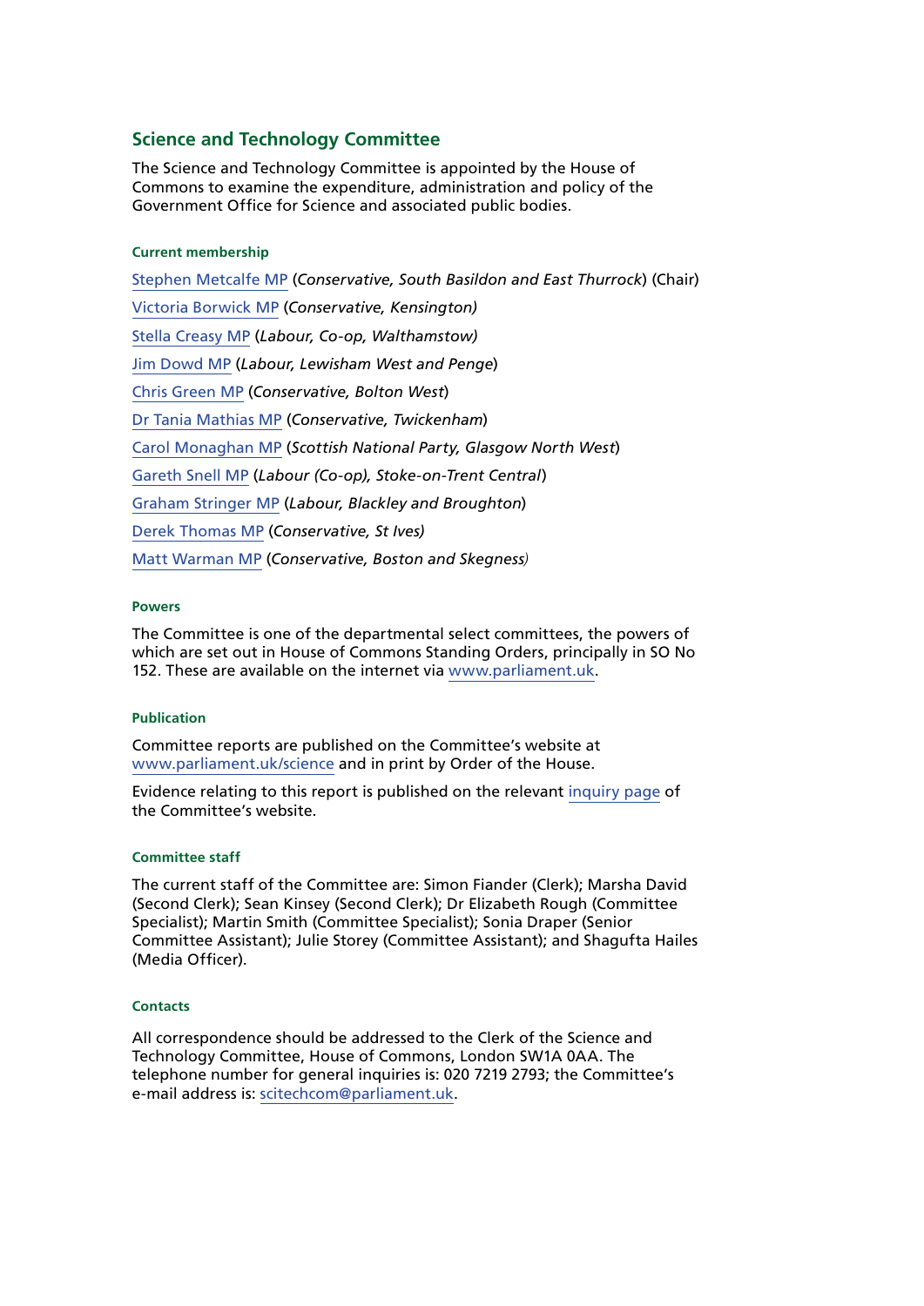## Science and Technology Committee

The Science and Technology Committee is appointed by the House of Commons to examine the expenditure, administration and policy of the Government Office for Science and associated public bodies.

#### Current membership

Stephen Metcalfe MP (*Conservative, South Basildon and East Thurrock*) (Chair)

Victoria Borwick MP (*Conservative, Kensington)*

Stella Creasy MP (*Labour, Co-op, Walthamstow)*

Jim Dowd MP (*Labour, Lewisham West and Penge*)

Chris Green MP (*Conservative, Bolton West*)

Dr Tania Mathias MP (*Conservative, Twickenham*)

Carol Monaghan MP (*Scottish National Party, Glasgow North West*)

Gareth Snell MP (*Labour (Co-op), Stoke-on-Trent Central*)

Graham Stringer MP (*Labour, Blackley and Broughton*)

Derek Thomas MP (*Conservative, St Ives)*

Matt Warman MP (*Conservative, Boston and Skegness)*

#### Powers

The Committee is one of the departmental select committees, the powers of which are set out in House of Commons Standing Orders, principally in SO No 152. These are available on the internet via www.parliament.uk.

#### Publication

Committee reports are published on the Committee's website at www.parliament.uk/science and in print by Order of the House.

Evidence relating to this report is published on the relevant inquiry page of the Committee's website.

#### Committee staff

The current staff of the Committee are: Simon Fiander (Clerk); Marsha David (Second Clerk); Sean Kinsey (Second Clerk); Dr Elizabeth Rough (Committee Specialist); Martin Smith (Committee Specialist); Sonia Draper (Senior Committee Assistant); Julie Storey (Committee Assistant); and Shagufta Hailes (Media Officer).

#### Contacts

All correspondence should be addressed to the Clerk of the Science and Technology Committee, House of Commons, London SW1A 0AA. The telephone number for general inquiries is: 020 7219 2793; the Committee's e-mail address is: scitechcom@parliament.uk.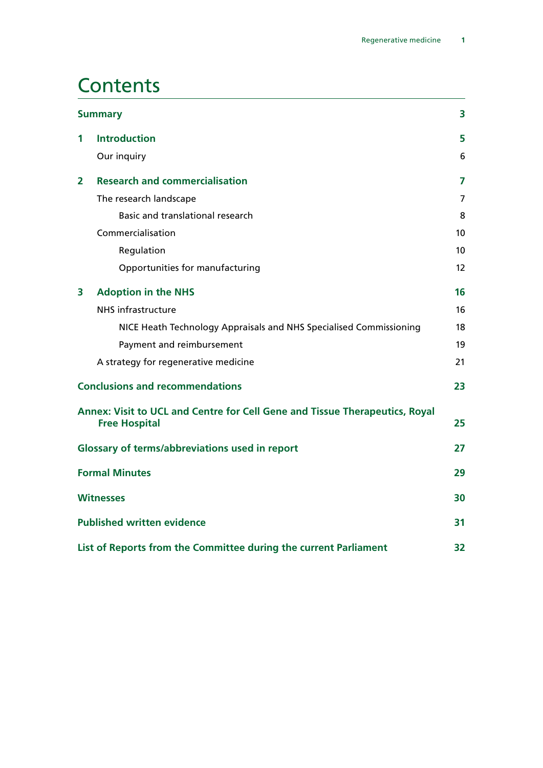# Contents

| | | |
|---|---|---|
| **Summary** | | **3** |
| **1** | **Introduction** | **5** |
| | Our inquiry | 6 |
| **2** | **Research and commercialisation** | **7** |
| | The research landscape | 7 |
| | Basic and translational research | 8 |
| | Commercialisation | 10 |
| | Regulation | 10 |
| | Opportunities for manufacturing | 12 |
| **3** | **Adoption in the NHS** | **16** |
| | NHS infrastructure | 16 |
| | NICE Heath Technology Appraisals and NHS Specialised Commissioning | 18 |
| | Payment and reimbursement | 19 |
| | A strategy for regenerative medicine | 21 |
| **Conclusions and recommendations** | | **23** |
| **Annex: Visit to UCL and Centre for Cell Gene and Tissue Therapeutics, Royal Free Hospital** | | **25** |
| **Glossary of terms/abbreviations used in report** | | **27** |
| **Formal Minutes** | | **29** |
| **Witnesses** | | **30** |
| **Published written evidence** | | **31** |
| **List of Reports from the Committee during the current Parliament** | | **32** |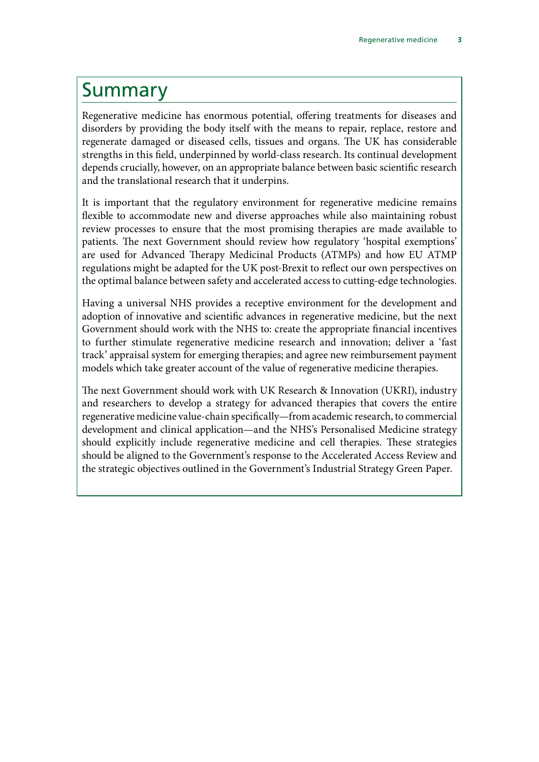# Summary

Regenerative medicine has enormous potential, offering treatments for diseases and disorders by providing the body itself with the means to repair, replace, restore and regenerate damaged or diseased cells, tissues and organs. The UK has considerable strengths in this field, underpinned by world-class research. Its continual development depends crucially, however, on an appropriate balance between basic scientific research and the translational research that it underpins.

It is important that the regulatory environment for regenerative medicine remains flexible to accommodate new and diverse approaches while also maintaining robust review processes to ensure that the most promising therapies are made available to patients. The next Government should review how regulatory 'hospital exemptions' are used for Advanced Therapy Medicinal Products (ATMPs) and how EU ATMP regulations might be adapted for the UK post-Brexit to reflect our own perspectives on the optimal balance between safety and accelerated access to cutting-edge technologies.

Having a universal NHS provides a receptive environment for the development and adoption of innovative and scientific advances in regenerative medicine, but the next Government should work with the NHS to: create the appropriate financial incentives to further stimulate regenerative medicine research and innovation; deliver a 'fast track' appraisal system for emerging therapies; and agree new reimbursement payment models which take greater account of the value of regenerative medicine therapies.

The next Government should work with UK Research & Innovation (UKRI), industry and researchers to develop a strategy for advanced therapies that covers the entire regenerative medicine value-chain specifically—from academic research, to commercial development and clinical application—and the NHS's Personalised Medicine strategy should explicitly include regenerative medicine and cell therapies. These strategies should be aligned to the Government's response to the Accelerated Access Review and the strategic objectives outlined in the Government's Industrial Strategy Green Paper.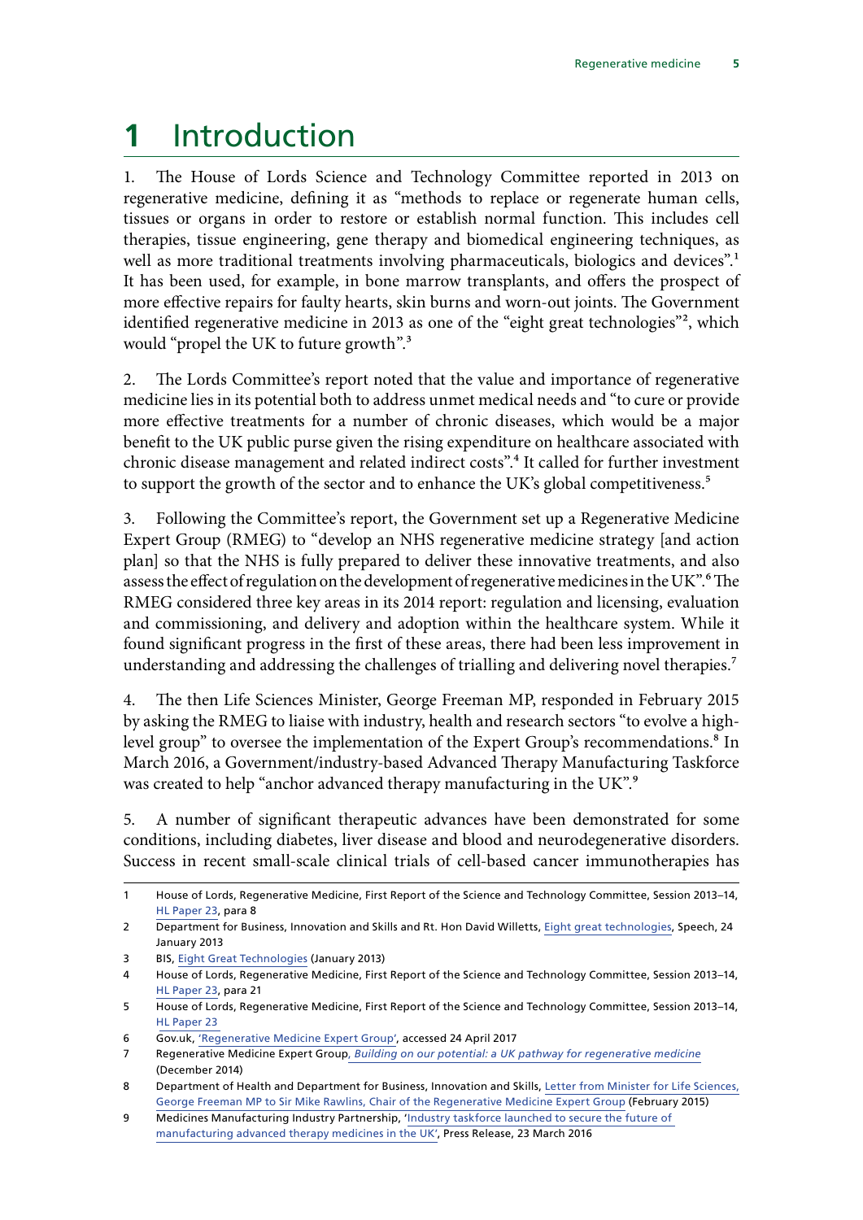# 1 Introduction

1. The House of Lords Science and Technology Committee reported in 2013 on regenerative medicine, defining it as "methods to replace or regenerate human cells, tissues or organs in order to restore or establish normal function. This includes cell therapies, tissue engineering, gene therapy and biomedical engineering techniques, as well as more traditional treatments involving pharmaceuticals, biologics and devices".[1] It has been used, for example, in bone marrow transplants, and offers the prospect of more effective repairs for faulty hearts, skin burns and worn-out joints. The Government identified regenerative medicine in 2013 as one of the "eight great technologies"[2], which would "propel the UK to future growth".[3]

2. The Lords Committee's report noted that the value and importance of regenerative medicine lies in its potential both to address unmet medical needs and "to cure or provide more effective treatments for a number of chronic diseases, which would be a major benefit to the UK public purse given the rising expenditure on healthcare associated with chronic disease management and related indirect costs".[4] It called for further investment to support the growth of the sector and to enhance the UK's global competitiveness.[5]

3. Following the Committee's report, the Government set up a Regenerative Medicine Expert Group (RMEG) to "develop an NHS regenerative medicine strategy [and action plan] so that the NHS is fully prepared to deliver these innovative treatments, and also assess the effect of regulation on the development of regenerative medicines in the UK".[6] The RMEG considered three key areas in its 2014 report: regulation and licensing, evaluation and commissioning, and delivery and adoption within the healthcare system. While it found significant progress in the first of these areas, there had been less improvement in understanding and addressing the challenges of trialling and delivering novel therapies.[7]

4. The then Life Sciences Minister, George Freeman MP, responded in February 2015 by asking the RMEG to liaise with industry, health and research sectors "to evolve a high-level group" to oversee the implementation of the Expert Group's recommendations.[8] In March 2016, a Government/industry-based Advanced Therapy Manufacturing Taskforce was created to help "anchor advanced therapy manufacturing in the UK".[9]

5. A number of significant therapeutic advances have been demonstrated for some conditions, including diabetes, liver disease and blood and neurodegenerative disorders. Success in recent small-scale clinical trials of cell-based cancer immunotherapies has

---

1 House of Lords, Regenerative Medicine, First Report of the Science and Technology Committee, Session 2013–14, HL Paper 23, para 8

2 Department for Business, Innovation and Skills and Rt. Hon David Willetts, Eight great technologies, Speech, 24 January 2013

3 BIS, Eight Great Technologies (January 2013)

4 House of Lords, Regenerative Medicine, First Report of the Science and Technology Committee, Session 2013–14, HL Paper 23, para 21

5 House of Lords, Regenerative Medicine, First Report of the Science and Technology Committee, Session 2013–14, HL Paper 23

6 Gov.uk, 'Regenerative Medicine Expert Group', accessed 24 April 2017

7 Regenerative Medicine Expert Group, *Building on our potential: a UK pathway for regenerative medicine* (December 2014)

8 Department of Health and Department for Business, Innovation and Skills, Letter from Minister for Life Sciences, George Freeman MP to Sir Mike Rawlins, Chair of the Regenerative Medicine Expert Group (February 2015)

9 Medicines Manufacturing Industry Partnership, 'Industry taskforce launched to secure the future of manufacturing advanced therapy medicines in the UK', Press Release, 23 March 2016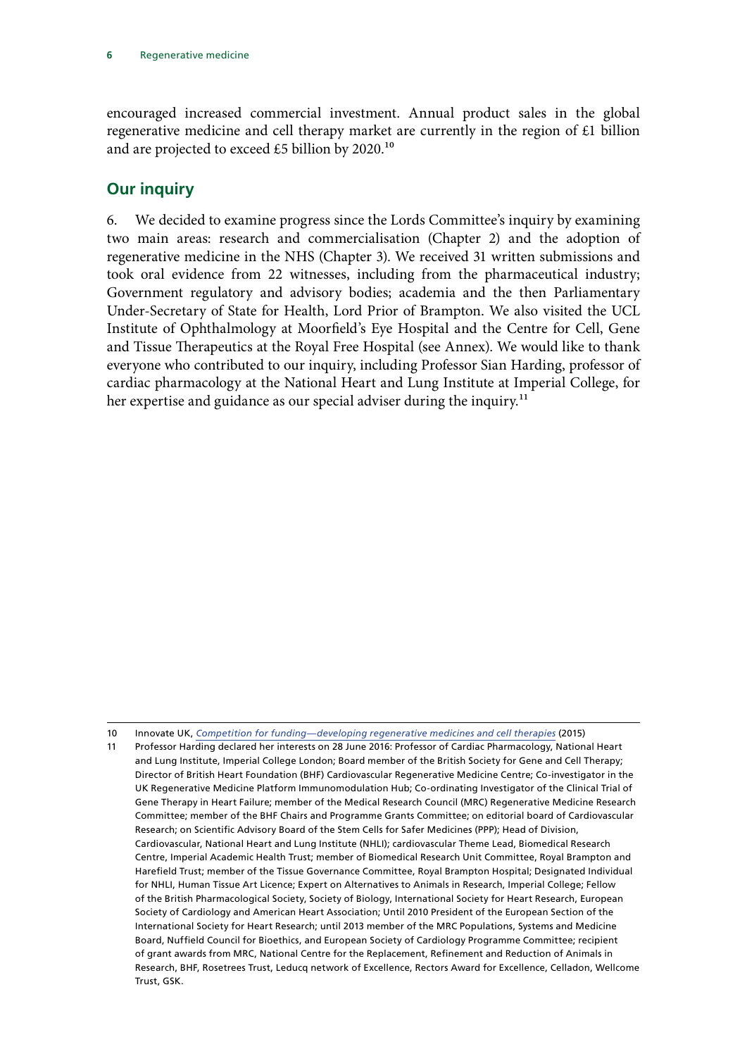encouraged increased commercial investment. Annual product sales in the global regenerative medicine and cell therapy market are currently in the region of £1 billion and are projected to exceed £5 billion by 2020.[10]

## Our inquiry

6. We decided to examine progress since the Lords Committee's inquiry by examining two main areas: research and commercialisation (Chapter 2) and the adoption of regenerative medicine in the NHS (Chapter 3). We received 31 written submissions and took oral evidence from 22 witnesses, including from the pharmaceutical industry; Government regulatory and advisory bodies; academia and the then Parliamentary Under-Secretary of State for Health, Lord Prior of Brampton. We also visited the UCL Institute of Ophthalmology at Moorfield's Eye Hospital and the Centre for Cell, Gene and Tissue Therapeutics at the Royal Free Hospital (see Annex). We would like to thank everyone who contributed to our inquiry, including Professor Sian Harding, professor of cardiac pharmacology at the National Heart and Lung Institute at Imperial College, for her expertise and guidance as our special adviser during the inquiry.[11]

---

10 Innovate UK, *Competition for funding—developing regenerative medicines and cell therapies* (2015)

11 Professor Harding declared her interests on 28 June 2016: Professor of Cardiac Pharmacology, National Heart and Lung Institute, Imperial College London; Board member of the British Society for Gene and Cell Therapy; Director of British Heart Foundation (BHF) Cardiovascular Regenerative Medicine Centre; Co-investigator in the UK Regenerative Medicine Platform Immunomodulation Hub; Co-ordinating Investigator of the Clinical Trial of Gene Therapy in Heart Failure; member of the Medical Research Council (MRC) Regenerative Medicine Research Committee; member of the BHF Chairs and Programme Grants Committee; on editorial board of Cardiovascular Research; on Scientific Advisory Board of the Stem Cells for Safer Medicines (PPP); Head of Division, Cardiovascular, National Heart and Lung Institute (NHLI); cardiovascular Theme Lead, Biomedical Research Centre, Imperial Academic Health Trust; member of Biomedical Research Unit Committee, Royal Brampton and Harefield Trust; member of the Tissue Governance Committee, Royal Brampton Hospital; Designated Individual for NHLI, Human Tissue Art Licence; Expert on Alternatives to Animals in Research, Imperial College; Fellow of the British Pharmacological Society, Society of Biology, International Society for Heart Research, European Society of Cardiology and American Heart Association; Until 2010 President of the European Section of the International Society for Heart Research; until 2013 member of the MRC Populations, Systems and Medicine Board, Nuffield Council for Bioethics, and European Society of Cardiology Programme Committee; recipient of grant awards from MRC, National Centre for the Replacement, Refinement and Reduction of Animals in Research, BHF, Rosetrees Trust, Leducq network of Excellence, Rectors Award for Excellence, Celladon, Wellcome Trust, GSK.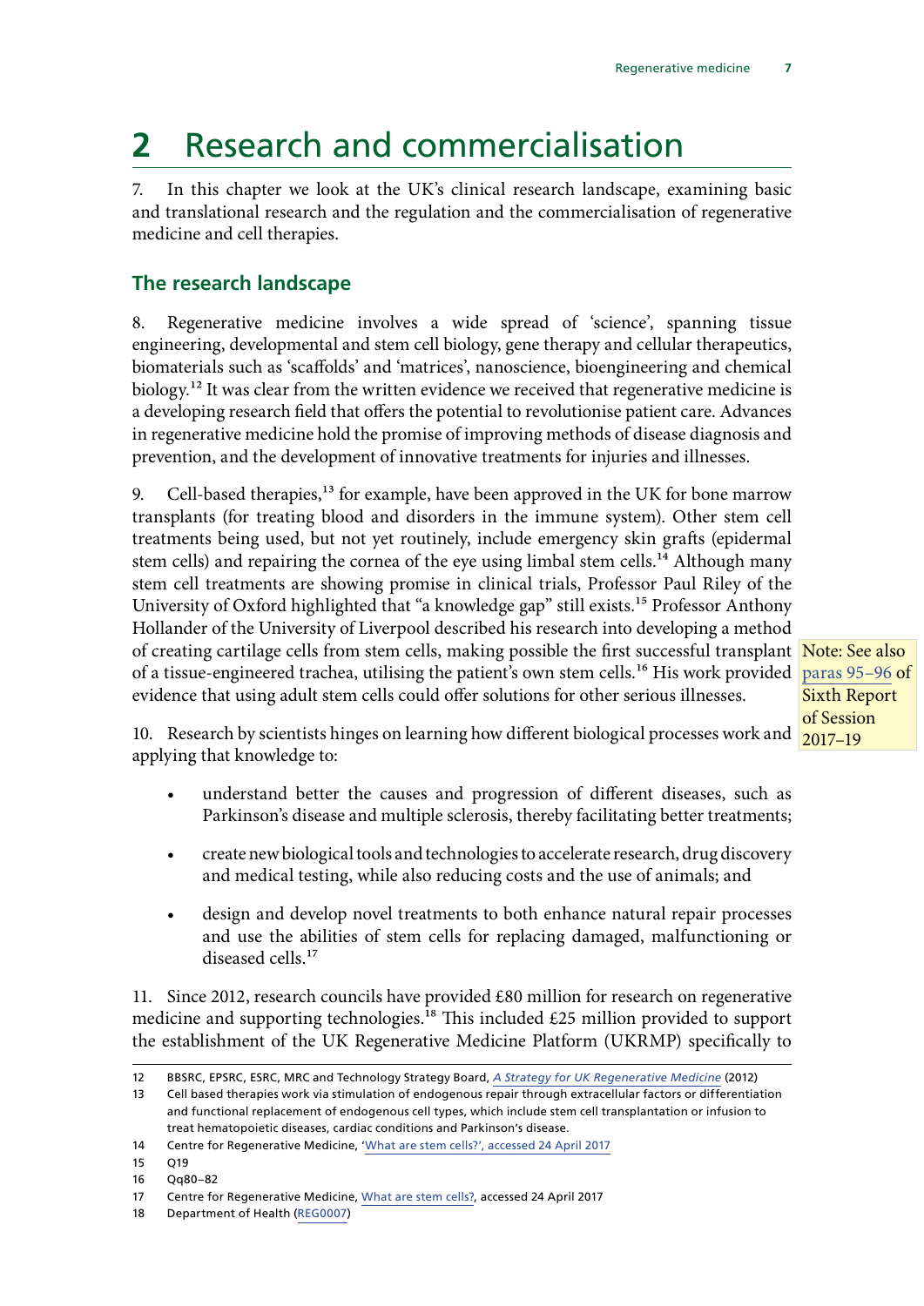# 2 Research and commercialisation

7. In this chapter we look at the UK's clinical research landscape, examining basic and translational research and the regulation and the commercialisation of regenerative medicine and cell therapies.

## The research landscape

8. Regenerative medicine involves a wide spread of 'science', spanning tissue engineering, developmental and stem cell biology, gene therapy and cellular therapeutics, biomaterials such as 'scaffolds' and 'matrices', nanoscience, bioengineering and chemical biology.[12] It was clear from the written evidence we received that regenerative medicine is a developing research field that offers the potential to revolutionise patient care. Advances in regenerative medicine hold the promise of improving methods of disease diagnosis and prevention, and the development of innovative treatments for injuries and illnesses.

9. Cell-based therapies,[13] for example, have been approved in the UK for bone marrow transplants (for treating blood and disorders in the immune system). Other stem cell treatments being used, but not yet routinely, include emergency skin grafts (epidermal stem cells) and repairing the cornea of the eye using limbal stem cells.[14] Although many stem cell treatments are showing promise in clinical trials, Professor Paul Riley of the University of Oxford highlighted that "a knowledge gap" still exists.[15] Professor Anthony Hollander of the University of Liverpool described his research into developing a method of creating cartilage cells from stem cells, making possible the first successful transplant of a tissue-engineered trachea, utilising the patient's own stem cells.[16] His work provided evidence that using adult stem cells could offer solutions for other serious illnesses.

Note: See also paras 95–96 of Sixth Report of Session 2017–19

10. Research by scientists hinges on learning how different biological processes work and applying that knowledge to:

- understand better the causes and progression of different diseases, such as Parkinson's disease and multiple sclerosis, thereby facilitating better treatments;
- create new biological tools and technologies to accelerate research, drug discovery and medical testing, while also reducing costs and the use of animals; and
- design and develop novel treatments to both enhance natural repair processes and use the abilities of stem cells for replacing damaged, malfunctioning or diseased cells.[17]

11. Since 2012, research councils have provided £80 million for research on regenerative medicine and supporting technologies.[18] This included £25 million provided to support the establishment of the UK Regenerative Medicine Platform (UKRMP) specifically to

---

12 BBSRC, EPSRC, ESRC, MRC and Technology Strategy Board, *A Strategy for UK Regenerative Medicine* (2012)

13 Cell based therapies work via stimulation of endogenous repair through extracellular factors or differentiation and functional replacement of endogenous cell types, which include stem cell transplantation or infusion to treat hematopoietic diseases, cardiac conditions and Parkinson's disease.

14 Centre for Regenerative Medicine, 'What are stem cells?', accessed 24 April 2017

15 Q19

16 Qq80–82

17 Centre for Regenerative Medicine, What are stem cells?, accessed 24 April 2017

18 Department of Health (REG0007)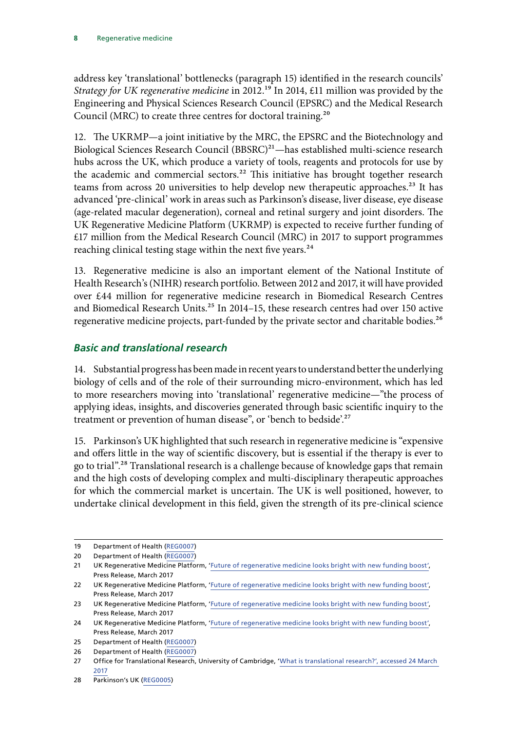address key 'translational' bottlenecks (paragraph 15) identified in the research councils' *Strategy for UK regenerative medicine* in 2012.[19] In 2014, £11 million was provided by the Engineering and Physical Sciences Research Council (EPSRC) and the Medical Research Council (MRC) to create three centres for doctoral training.[20]

12. The UKRMP—a joint initiative by the MRC, the EPSRC and the Biotechnology and Biological Sciences Research Council (BBSRC)[21]—has established multi-science research hubs across the UK, which produce a variety of tools, reagents and protocols for use by the academic and commercial sectors.[22] This initiative has brought together research teams from across 20 universities to help develop new therapeutic approaches.[23] It has advanced 'pre-clinical' work in areas such as Parkinson's disease, liver disease, eye disease (age-related macular degeneration), corneal and retinal surgery and joint disorders. The UK Regenerative Medicine Platform (UKRMP) is expected to receive further funding of £17 million from the Medical Research Council (MRC) in 2017 to support programmes reaching clinical testing stage within the next five years.[24]

13. Regenerative medicine is also an important element of the National Institute of Health Research's (NIHR) research portfolio. Between 2012 and 2017, it will have provided over £44 million for regenerative medicine research in Biomedical Research Centres and Biomedical Research Units.[25] In 2014–15, these research centres had over 150 active regenerative medicine projects, part-funded by the private sector and charitable bodies.[26]

### *Basic and translational research*

14. Substantial progress has been made in recent years to understand better the underlying biology of cells and of the role of their surrounding micro-environment, which has led to more researchers moving into 'translational' regenerative medicine—"the process of applying ideas, insights, and discoveries generated through basic scientific inquiry to the treatment or prevention of human disease", or 'bench to bedside'.[27]

15. Parkinson's UK highlighted that such research in regenerative medicine is "expensive and offers little in the way of scientific discovery, but is essential if the therapy is ever to go to trial".[28] Translational research is a challenge because of knowledge gaps that remain and the high costs of developing complex and multi-disciplinary therapeutic approaches for which the commercial market is uncertain. The UK is well positioned, however, to undertake clinical development in this field, given the strength of its pre-clinical science

---

19 Department of Health (REG0007)

20 Department of Health (REG0007)

21 UK Regenerative Medicine Platform, 'Future of regenerative medicine looks bright with new funding boost', Press Release, March 2017

22 UK Regenerative Medicine Platform, 'Future of regenerative medicine looks bright with new funding boost', Press Release, March 2017

23 UK Regenerative Medicine Platform, 'Future of regenerative medicine looks bright with new funding boost', Press Release, March 2017

24 UK Regenerative Medicine Platform, 'Future of regenerative medicine looks bright with new funding boost', Press Release, March 2017

25 Department of Health (REG0007)

26 Department of Health (REG0007)

27 Office for Translational Research, University of Cambridge, 'What is translational research?', accessed 24 March 2017

28 Parkinson's UK (REG0005)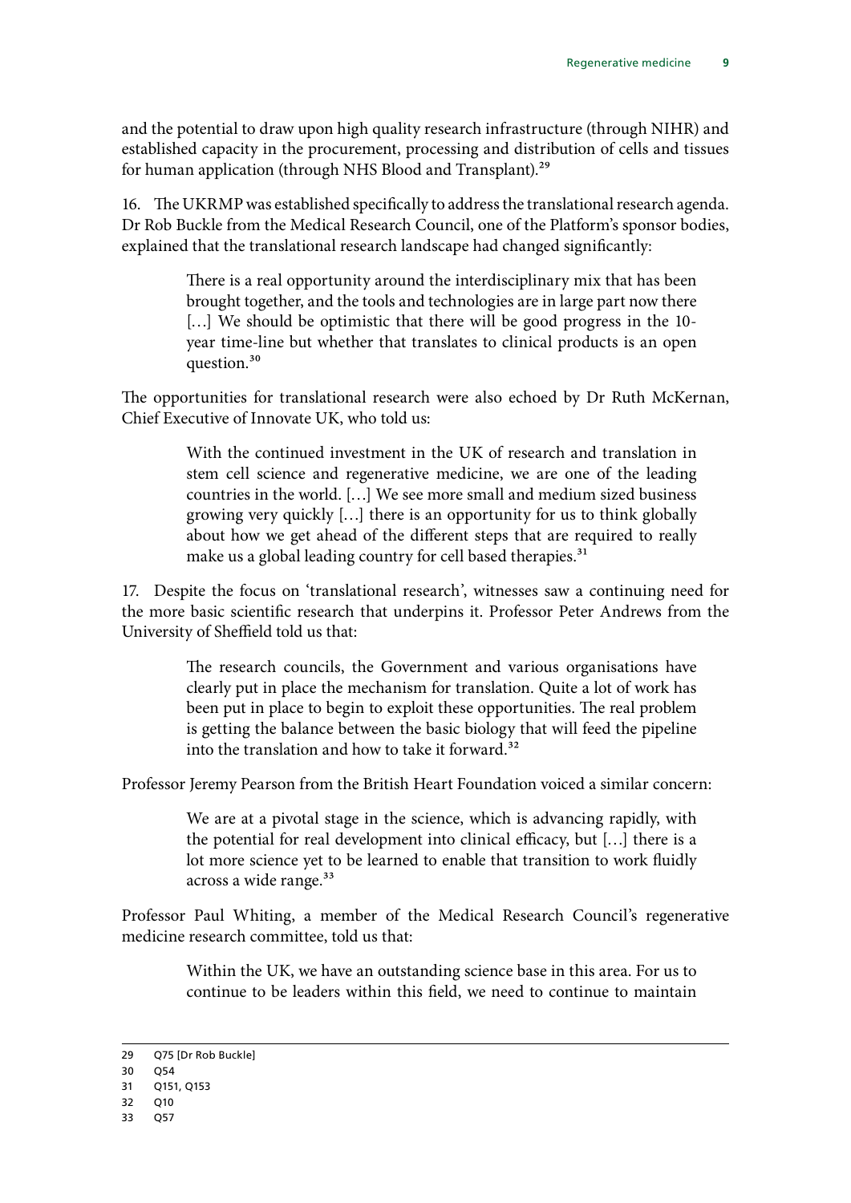and the potential to draw upon high quality research infrastructure (through NIHR) and established capacity in the procurement, processing and distribution of cells and tissues for human application (through NHS Blood and Transplant).[29]

16. The UKRMP was established specifically to address the translational research agenda. Dr Rob Buckle from the Medical Research Council, one of the Platform's sponsor bodies, explained that the translational research landscape had changed significantly:

> There is a real opportunity around the interdisciplinary mix that has been brought together, and the tools and technologies are in large part now there [...] We should be optimistic that there will be good progress in the 10-year time-line but whether that translates to clinical products is an open question.[30]

The opportunities for translational research were also echoed by Dr Ruth McKernan, Chief Executive of Innovate UK, who told us:

> With the continued investment in the UK of research and translation in stem cell science and regenerative medicine, we are one of the leading countries in the world. [...] We see more small and medium sized business growing very quickly [...] there is an opportunity for us to think globally about how we get ahead of the different steps that are required to really make us a global leading country for cell based therapies.[31]

17. Despite the focus on 'translational research', witnesses saw a continuing need for the more basic scientific research that underpins it. Professor Peter Andrews from the University of Sheffield told us that:

> The research councils, the Government and various organisations have clearly put in place the mechanism for translation. Quite a lot of work has been put in place to begin to exploit these opportunities. The real problem is getting the balance between the basic biology that will feed the pipeline into the translation and how to take it forward.[32]

Professor Jeremy Pearson from the British Heart Foundation voiced a similar concern:

> We are at a pivotal stage in the science, which is advancing rapidly, with the potential for real development into clinical efficacy, but [...] there is a lot more science yet to be learned to enable that transition to work fluidly across a wide range.[33]

Professor Paul Whiting, a member of the Medical Research Council's regenerative medicine research committee, told us that:

> Within the UK, we have an outstanding science base in this area. For us to continue to be leaders within this field, we need to continue to maintain

---

29 Q75 [Dr Rob Buckle]

30 Q54

31 Q151, Q153

32 Q10

33 Q57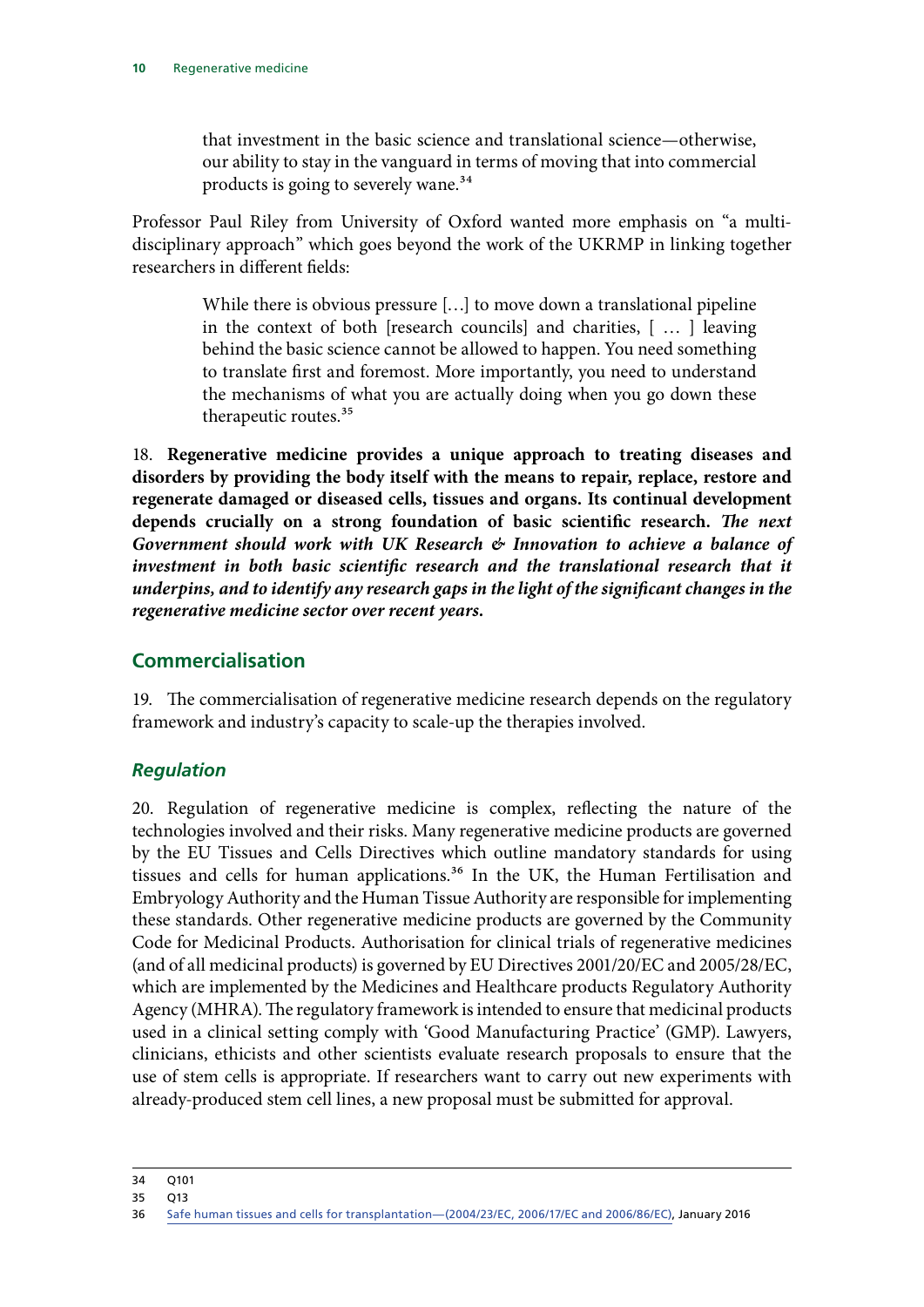> that investment in the basic science and translational science—otherwise, our ability to stay in the vanguard in terms of moving that into commercial products is going to severely wane.[34]

Professor Paul Riley from University of Oxford wanted more emphasis on "a multi-disciplinary approach" which goes beyond the work of the UKRMP in linking together researchers in different fields:

> While there is obvious pressure […] to move down a translational pipeline in the context of both [research councils] and charities, [ … ] leaving behind the basic science cannot be allowed to happen. You need something to translate first and foremost. More importantly, you need to understand the mechanisms of what you are actually doing when you go down these therapeutic routes.[35]

18. **Regenerative medicine provides a unique approach to treating diseases and disorders by providing the body itself with the means to repair, replace, restore and regenerate damaged or diseased cells, tissues and organs. Its continual development depends crucially on a strong foundation of basic scientific research.** ***The next Government should work with UK Research & Innovation to achieve a balance of investment in both basic scientific research and the translational research that it underpins, and to identify any research gaps in the light of the significant changes in the regenerative medicine sector over recent years.***

## Commercialisation

19. The commercialisation of regenerative medicine research depends on the regulatory framework and industry's capacity to scale-up the therapies involved.

### *Regulation*

20. Regulation of regenerative medicine is complex, reflecting the nature of the technologies involved and their risks. Many regenerative medicine products are governed by the EU Tissues and Cells Directives which outline mandatory standards for using tissues and cells for human applications.[36] In the UK, the Human Fertilisation and Embryology Authority and the Human Tissue Authority are responsible for implementing these standards. Other regenerative medicine products are governed by the Community Code for Medicinal Products. Authorisation for clinical trials of regenerative medicines (and of all medicinal products) is governed by EU Directives 2001/20/EC and 2005/28/EC, which are implemented by the Medicines and Healthcare products Regulatory Authority Agency (MHRA). The regulatory framework is intended to ensure that medicinal products used in a clinical setting comply with 'Good Manufacturing Practice' (GMP). Lawyers, clinicians, ethicists and other scientists evaluate research proposals to ensure that the use of stem cells is appropriate. If researchers want to carry out new experiments with already-produced stem cell lines, a new proposal must be submitted for approval.

---

34 Q101

35 Q13

36 Safe human tissues and cells for transplantation—(2004/23/EC, 2006/17/EC and 2006/86/EC), January 2016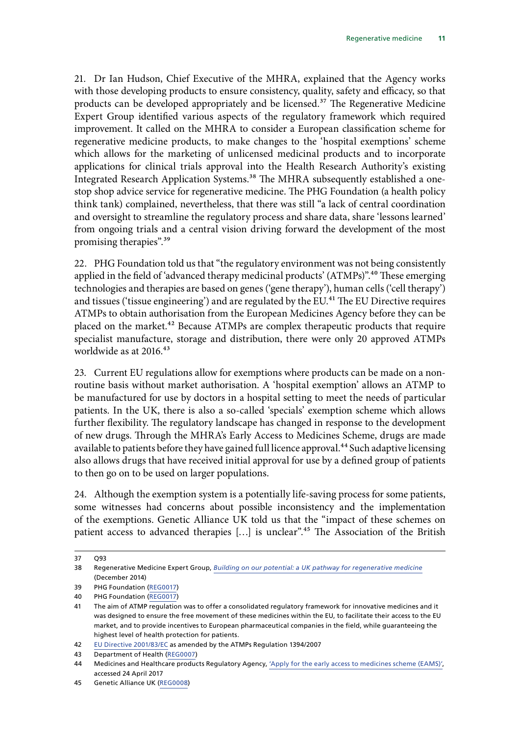21. Dr Ian Hudson, Chief Executive of the MHRA, explained that the Agency works with those developing products to ensure consistency, quality, safety and efficacy, so that products can be developed appropriately and be licensed.[37] The Regenerative Medicine Expert Group identified various aspects of the regulatory framework which required improvement. It called on the MHRA to consider a European classification scheme for regenerative medicine products, to make changes to the 'hospital exemptions' scheme which allows for the marketing of unlicensed medicinal products and to incorporate applications for clinical trials approval into the Health Research Authority's existing Integrated Research Application Systems.[38] The MHRA subsequently established a one-stop shop advice service for regenerative medicine. The PHG Foundation (a health policy think tank) complained, nevertheless, that there was still "a lack of central coordination and oversight to streamline the regulatory process and share data, share 'lessons learned' from ongoing trials and a central vision driving forward the development of the most promising therapies".[39]

22. PHG Foundation told us that "the regulatory environment was not being consistently applied in the field of 'advanced therapy medicinal products' (ATMPs)".[40] These emerging technologies and therapies are based on genes ('gene therapy'), human cells ('cell therapy') and tissues ('tissue engineering') and are regulated by the EU.[41] The EU Directive requires ATMPs to obtain authorisation from the European Medicines Agency before they can be placed on the market.[42] Because ATMPs are complex therapeutic products that require specialist manufacture, storage and distribution, there were only 20 approved ATMPs worldwide as at 2016.[43]

23. Current EU regulations allow for exemptions where products can be made on a non-routine basis without market authorisation. A 'hospital exemption' allows an ATMP to be manufactured for use by doctors in a hospital setting to meet the needs of particular patients. In the UK, there is also a so-called 'specials' exemption scheme which allows further flexibility. The regulatory landscape has changed in response to the development of new drugs. Through the MHRA's Early Access to Medicines Scheme, drugs are made available to patients before they have gained full licence approval.[44] Such adaptive licensing also allows drugs that have received initial approval for use by a defined group of patients to then go on to be used on larger populations.

24. Although the exemption system is a potentially life-saving process for some patients, some witnesses had concerns about possible inconsistency and the implementation of the exemptions. Genetic Alliance UK told us that the "impact of these schemes on patient access to advanced therapies […] is unclear".[45] The Association of the British

---

37 Q93

38 Regenerative Medicine Expert Group, *Building on our potential: a UK pathway for regenerative medicine* (December 2014)

39 PHG Foundation (REG0017)

40 PHG Foundation (REG0017)

41 The aim of ATMP regulation was to offer a consolidated regulatory framework for innovative medicines and it was designed to ensure the free movement of these medicines within the EU, to facilitate their access to the EU market, and to provide incentives to European pharmaceutical companies in the field, while guaranteeing the highest level of health protection for patients.

42 EU Directive 2001/83/EC as amended by the ATMPs Regulation 1394/2007

43 Department of Health (REG0007)

44 Medicines and Healthcare products Regulatory Agency, 'Apply for the early access to medicines scheme (EAMS)', accessed 24 April 2017

45 Genetic Alliance UK (REG0008)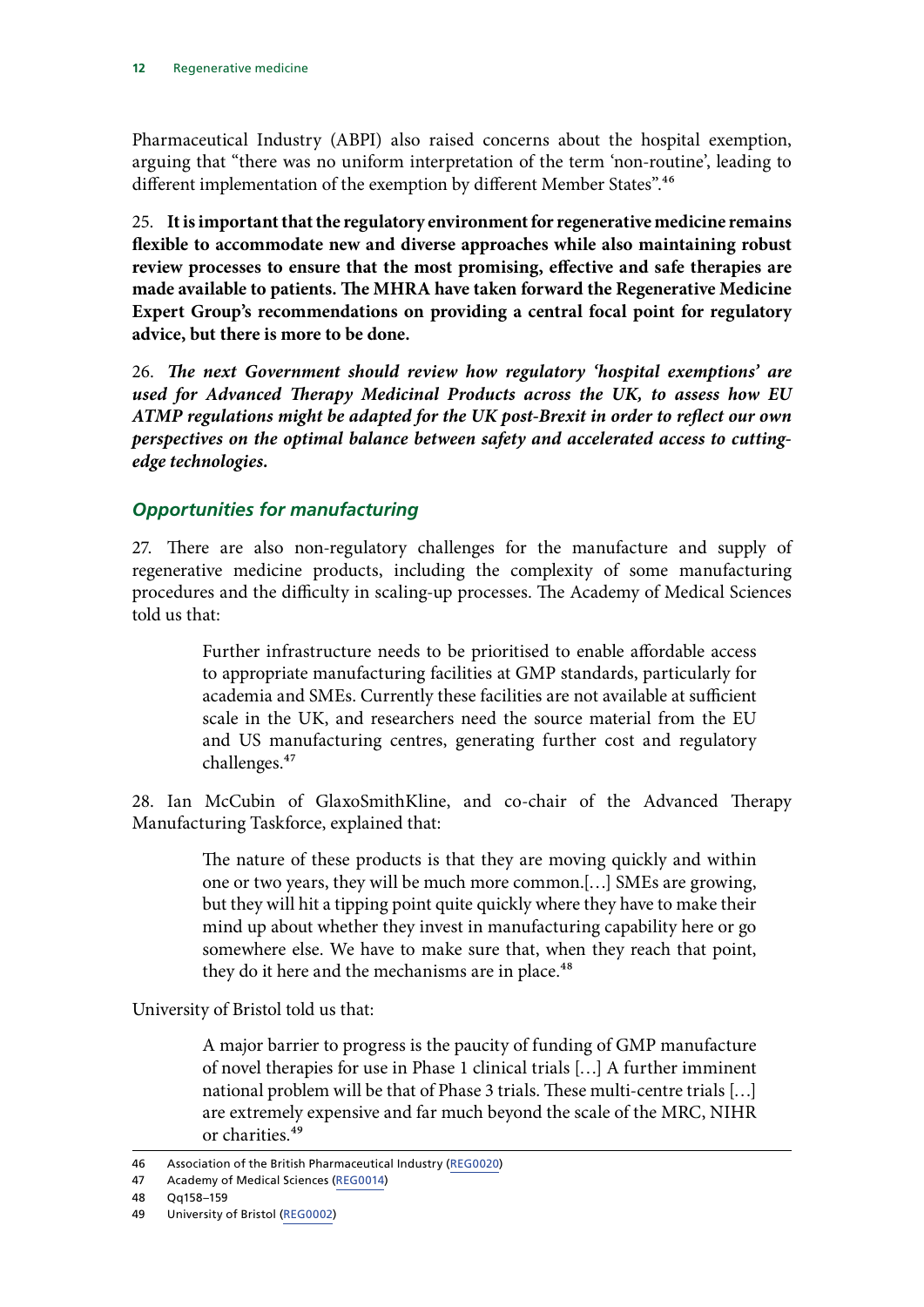Pharmaceutical Industry (ABPI) also raised concerns about the hospital exemption, arguing that "there was no uniform interpretation of the term 'non-routine', leading to different implementation of the exemption by different Member States".[46]

25. **It is important that the regulatory environment for regenerative medicine remains flexible to accommodate new and diverse approaches while also maintaining robust review processes to ensure that the most promising, effective and safe therapies are made available to patients. The MHRA have taken forward the Regenerative Medicine Expert Group's recommendations on providing a central focal point for regulatory advice, but there is more to be done.**

26. ***The next Government should review how regulatory 'hospital exemptions' are used for Advanced Therapy Medicinal Products across the UK, to assess how EU ATMP regulations might be adapted for the UK post-Brexit in order to reflect our own perspectives on the optimal balance between safety and accelerated access to cutting-edge technologies.***

### *Opportunities for manufacturing*

27. There are also non-regulatory challenges for the manufacture and supply of regenerative medicine products, including the complexity of some manufacturing procedures and the difficulty in scaling-up processes. The Academy of Medical Sciences told us that:

> Further infrastructure needs to be prioritised to enable affordable access to appropriate manufacturing facilities at GMP standards, particularly for academia and SMEs. Currently these facilities are not available at sufficient scale in the UK, and researchers need the source material from the EU and US manufacturing centres, generating further cost and regulatory challenges.[47]

28. Ian McCubin of GlaxoSmithKline, and co-chair of the Advanced Therapy Manufacturing Taskforce, explained that:

> The nature of these products is that they are moving quickly and within one or two years, they will be much more common.[…] SMEs are growing, but they will hit a tipping point quite quickly where they have to make their mind up about whether they invest in manufacturing capability here or go somewhere else. We have to make sure that, when they reach that point, they do it here and the mechanisms are in place.[48]

University of Bristol told us that:

> A major barrier to progress is the paucity of funding of GMP manufacture of novel therapies for use in Phase 1 clinical trials […] A further imminent national problem will be that of Phase 3 trials. These multi-centre trials […] are extremely expensive and far much beyond the scale of the MRC, NIHR or charities.[49]

---

46 Association of the British Pharmaceutical Industry (REG0020)

47 Academy of Medical Sciences (REG0014)

48 Qq158–159

49 University of Bristol (REG0002)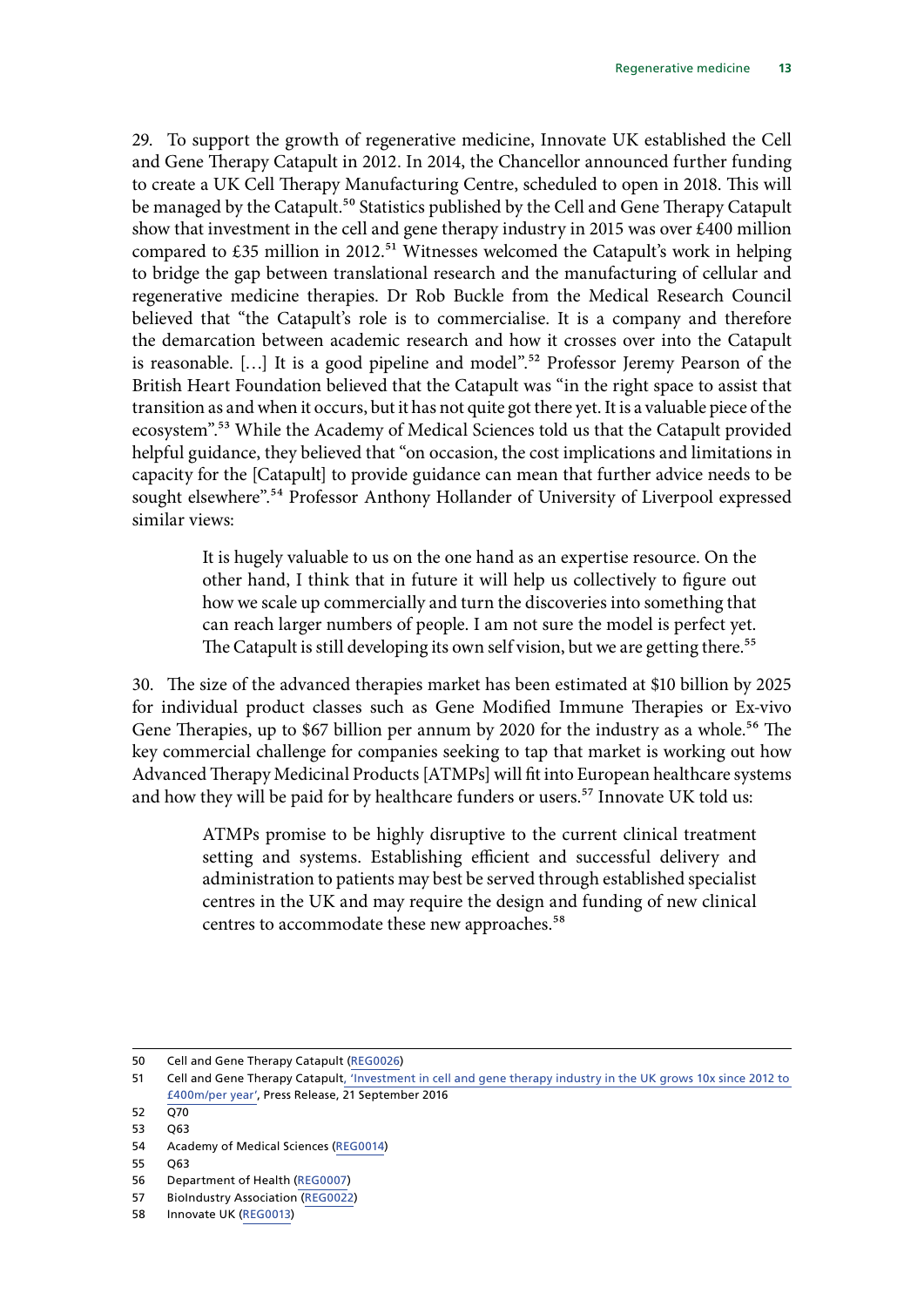29. To support the growth of regenerative medicine, Innovate UK established the Cell and Gene Therapy Catapult in 2012. In 2014, the Chancellor announced further funding to create a UK Cell Therapy Manufacturing Centre, scheduled to open in 2018. This will be managed by the Catapult.[50] Statistics published by the Cell and Gene Therapy Catapult show that investment in the cell and gene therapy industry in 2015 was over £400 million compared to £35 million in 2012.[51] Witnesses welcomed the Catapult's work in helping to bridge the gap between translational research and the manufacturing of cellular and regenerative medicine therapies. Dr Rob Buckle from the Medical Research Council believed that "the Catapult's role is to commercialise. It is a company and therefore the demarcation between academic research and how it crosses over into the Catapult is reasonable. […] It is a good pipeline and model".[52] Professor Jeremy Pearson of the British Heart Foundation believed that the Catapult was "in the right space to assist that transition as and when it occurs, but it has not quite got there yet. It is a valuable piece of the ecosystem".[53] While the Academy of Medical Sciences told us that the Catapult provided helpful guidance, they believed that "on occasion, the cost implications and limitations in capacity for the [Catapult] to provide guidance can mean that further advice needs to be sought elsewhere".[54] Professor Anthony Hollander of University of Liverpool expressed similar views:

> It is hugely valuable to us on the one hand as an expertise resource. On the other hand, I think that in future it will help us collectively to figure out how we scale up commercially and turn the discoveries into something that can reach larger numbers of people. I am not sure the model is perfect yet. The Catapult is still developing its own self vision, but we are getting there.[55]

30. The size of the advanced therapies market has been estimated at $10 billion by 2025 for individual product classes such as Gene Modified Immune Therapies or Ex-vivo Gene Therapies, up to $67 billion per annum by 2020 for the industry as a whole.[56] The key commercial challenge for companies seeking to tap that market is working out how Advanced Therapy Medicinal Products [ATMPs] will fit into European healthcare systems and how they will be paid for by healthcare funders or users.[57] Innovate UK told us:

> ATMPs promise to be highly disruptive to the current clinical treatment setting and systems. Establishing efficient and successful delivery and administration to patients may best be served through established specialist centres in the UK and may require the design and funding of new clinical centres to accommodate these new approaches.[58]

---

50 Cell and Gene Therapy Catapult (REG0026)

51 Cell and Gene Therapy Catapult, 'Investment in cell and gene therapy industry in the UK grows 10x since 2012 to £400m/per year', Press Release, 21 September 2016

52 Q70

53 Q63

54 Academy of Medical Sciences (REG0014)

55 Q63

56 Department of Health (REG0007)

57 BioIndustry Association (REG0022)

58 Innovate UK (REG0013)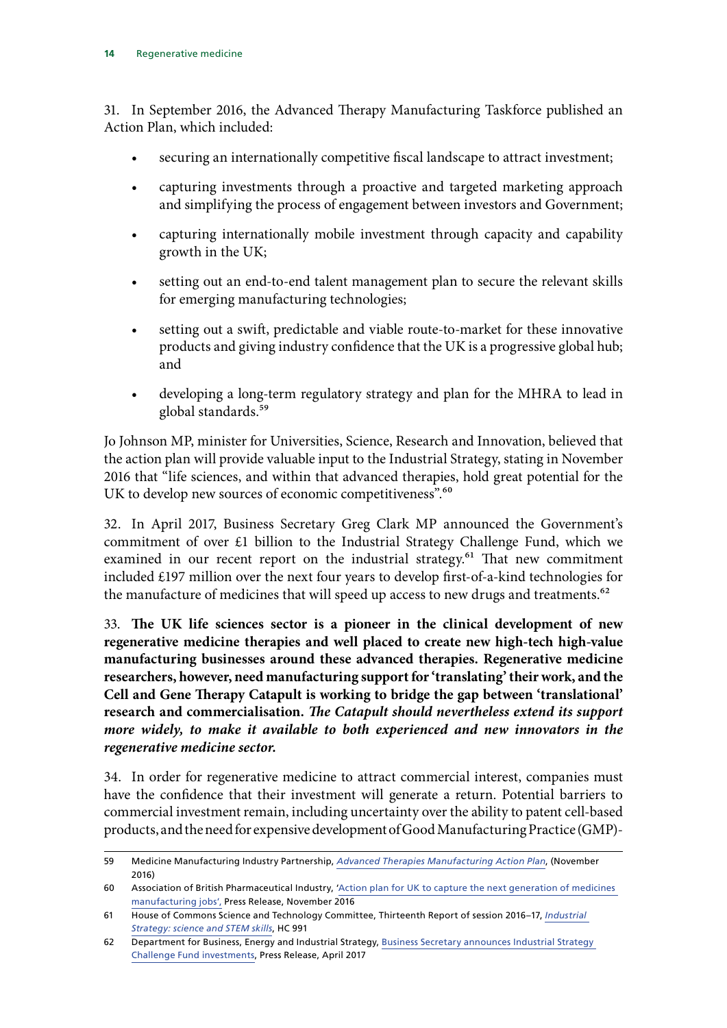31. In September 2016, the Advanced Therapy Manufacturing Taskforce published an Action Plan, which included:

- securing an internationally competitive fiscal landscape to attract investment;
- capturing investments through a proactive and targeted marketing approach and simplifying the process of engagement between investors and Government;
- capturing internationally mobile investment through capacity and capability growth in the UK;
- setting out an end-to-end talent management plan to secure the relevant skills for emerging manufacturing technologies;
- setting out a swift, predictable and viable route-to-market for these innovative products and giving industry confidence that the UK is a progressive global hub; and
- developing a long-term regulatory strategy and plan for the MHRA to lead in global standards.[59]

Jo Johnson MP, minister for Universities, Science, Research and Innovation, believed that the action plan will provide valuable input to the Industrial Strategy, stating in November 2016 that "life sciences, and within that advanced therapies, hold great potential for the UK to develop new sources of economic competitiveness".[60]

32. In April 2017, Business Secretary Greg Clark MP announced the Government's commitment of over £1 billion to the Industrial Strategy Challenge Fund, which we examined in our recent report on the industrial strategy.[61] That new commitment included £197 million over the next four years to develop first-of-a-kind technologies for the manufacture of medicines that will speed up access to new drugs and treatments.[62]

33. **The UK life sciences sector is a pioneer in the clinical development of new regenerative medicine therapies and well placed to create new high-tech high-value manufacturing businesses around these advanced therapies. Regenerative medicine researchers, however, need manufacturing support for 'translating' their work, and the Cell and Gene Therapy Catapult is working to bridge the gap between 'translational' research and commercialisation.** ***The Catapult should nevertheless extend its support more widely, to make it available to both experienced and new innovators in the regenerative medicine sector.***

34. In order for regenerative medicine to attract commercial interest, companies must have the confidence that their investment will generate a return. Potential barriers to commercial investment remain, including uncertainty over the ability to patent cell-based products, and the need for expensive development of Good Manufacturing Practice (GMP)-

---

59 Medicine Manufacturing Industry Partnership, *Advanced Therapies Manufacturing Action Plan*, (November 2016)

60 Association of British Pharmaceutical Industry, 'Action plan for UK to capture the next generation of medicines manufacturing jobs', Press Release, November 2016

61 House of Commons Science and Technology Committee, Thirteenth Report of session 2016–17, *Industrial Strategy: science and STEM skills*, HC 991

62 Department for Business, Energy and Industrial Strategy, Business Secretary announces Industrial Strategy Challenge Fund investments, Press Release, April 2017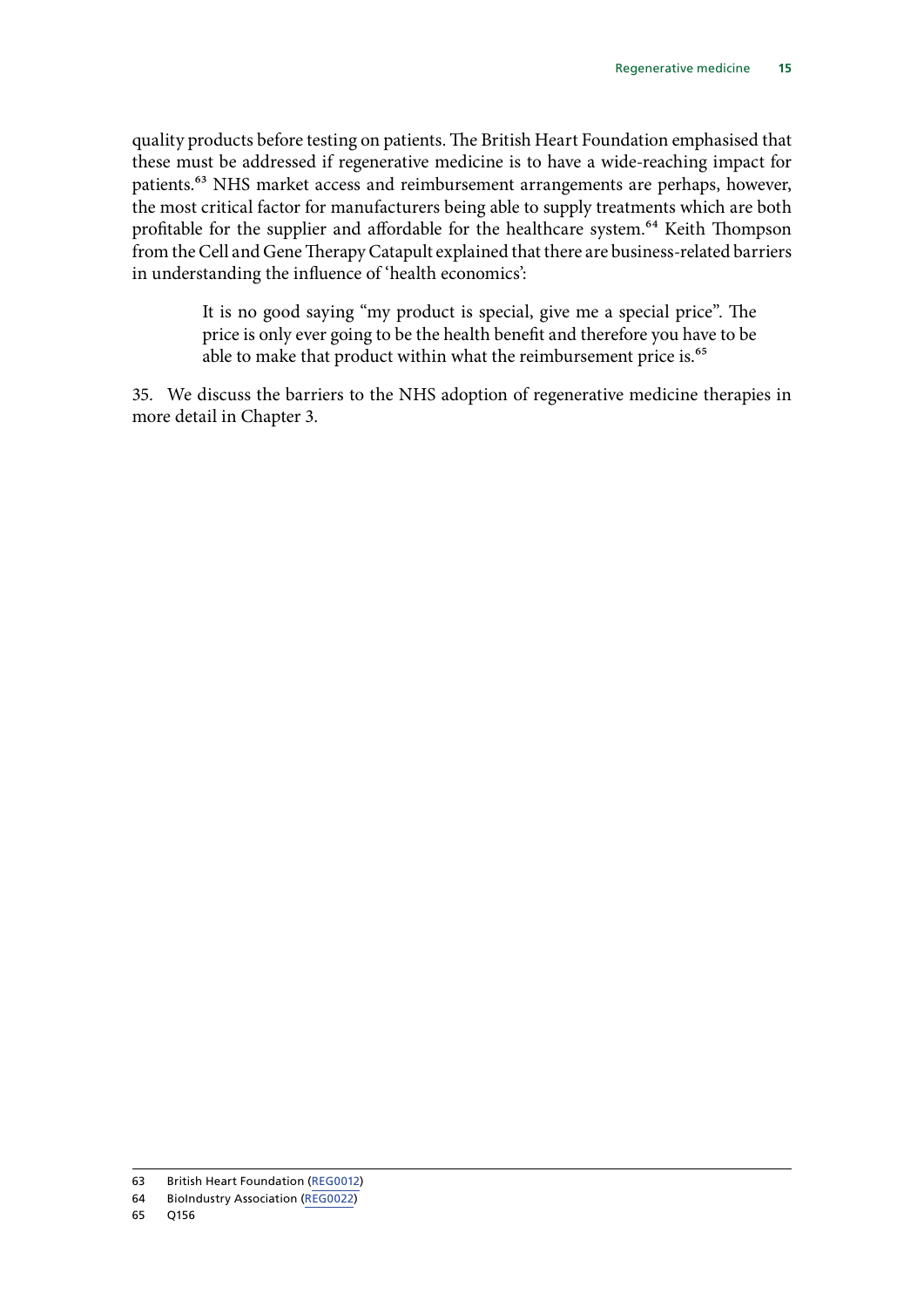quality products before testing on patients. The British Heart Foundation emphasised that these must be addressed if regenerative medicine is to have a wide-reaching impact for patients.[63] NHS market access and reimbursement arrangements are perhaps, however, the most critical factor for manufacturers being able to supply treatments which are both profitable for the supplier and affordable for the healthcare system.[64] Keith Thompson from the Cell and Gene Therapy Catapult explained that there are business-related barriers in understanding the influence of 'health economics':

> It is no good saying "my product is special, give me a special price". The price is only ever going to be the health benefit and therefore you have to be able to make that product within what the reimbursement price is.[65]

35. We discuss the barriers to the NHS adoption of regenerative medicine therapies in more detail in Chapter 3.

---

63 British Heart Foundation (REG0012)

64 BioIndustry Association (REG0022)

65 Q156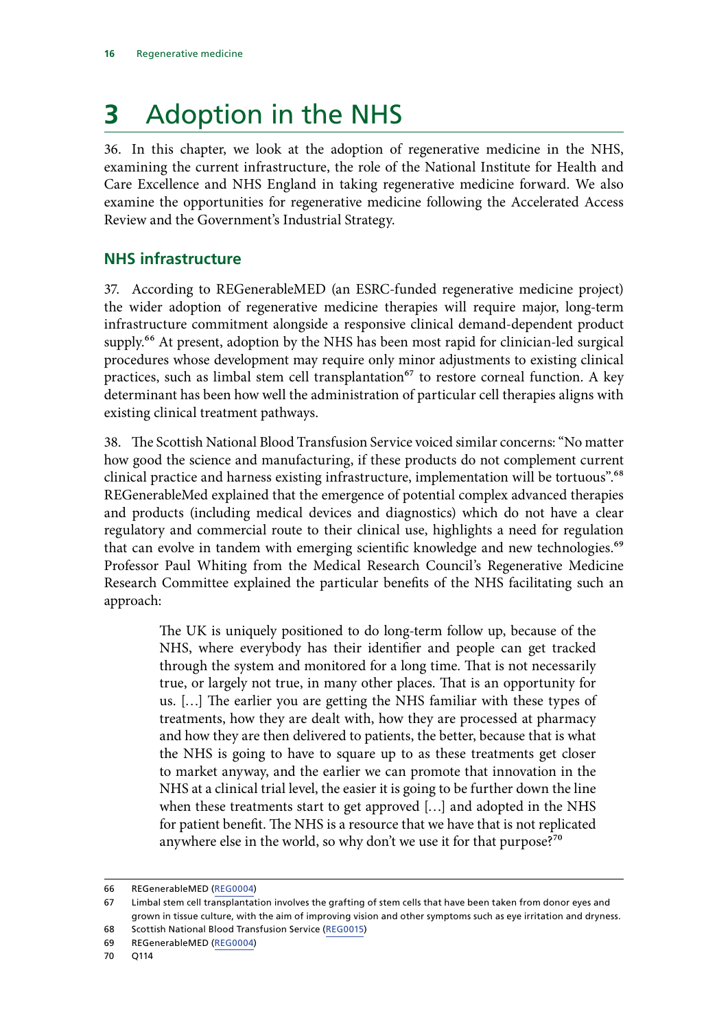# 3 Adoption in the NHS

36. In this chapter, we look at the adoption of regenerative medicine in the NHS, examining the current infrastructure, the role of the National Institute for Health and Care Excellence and NHS England in taking regenerative medicine forward. We also examine the opportunities for regenerative medicine following the Accelerated Access Review and the Government's Industrial Strategy.

## NHS infrastructure

37. According to REGenerableMED (an ESRC-funded regenerative medicine project) the wider adoption of regenerative medicine therapies will require major, long-term infrastructure commitment alongside a responsive clinical demand-dependent product supply.[66] At present, adoption by the NHS has been most rapid for clinician-led surgical procedures whose development may require only minor adjustments to existing clinical practices, such as limbal stem cell transplantation[67] to restore corneal function. A key determinant has been how well the administration of particular cell therapies aligns with existing clinical treatment pathways.

38. The Scottish National Blood Transfusion Service voiced similar concerns: "No matter how good the science and manufacturing, if these products do not complement current clinical practice and harness existing infrastructure, implementation will be tortuous".[68] REGenerableMed explained that the emergence of potential complex advanced therapies and products (including medical devices and diagnostics) which do not have a clear regulatory and commercial route to their clinical use, highlights a need for regulation that can evolve in tandem with emerging scientific knowledge and new technologies.[69] Professor Paul Whiting from the Medical Research Council's Regenerative Medicine Research Committee explained the particular benefits of the NHS facilitating such an approach:

> The UK is uniquely positioned to do long-term follow up, because of the NHS, where everybody has their identifier and people can get tracked through the system and monitored for a long time. That is not necessarily true, or largely not true, in many other places. That is an opportunity for us. […] The earlier you are getting the NHS familiar with these types of treatments, how they are dealt with, how they are processed at pharmacy and how they are then delivered to patients, the better, because that is what the NHS is going to have to square up to as these treatments get closer to market anyway, and the earlier we can promote that innovation in the NHS at a clinical trial level, the easier it is going to be further down the line when these treatments start to get approved […] and adopted in the NHS for patient benefit. The NHS is a resource that we have that is not replicated anywhere else in the world, so why don't we use it for that purpose?[70]

---

66 REGenerableMED (REG0004)

67 Limbal stem cell transplantation involves the grafting of stem cells that have been taken from donor eyes and grown in tissue culture, with the aim of improving vision and other symptoms such as eye irritation and dryness.

68 Scottish National Blood Transfusion Service (REG0015)

69 REGenerableMED (REG0004)

70 Q114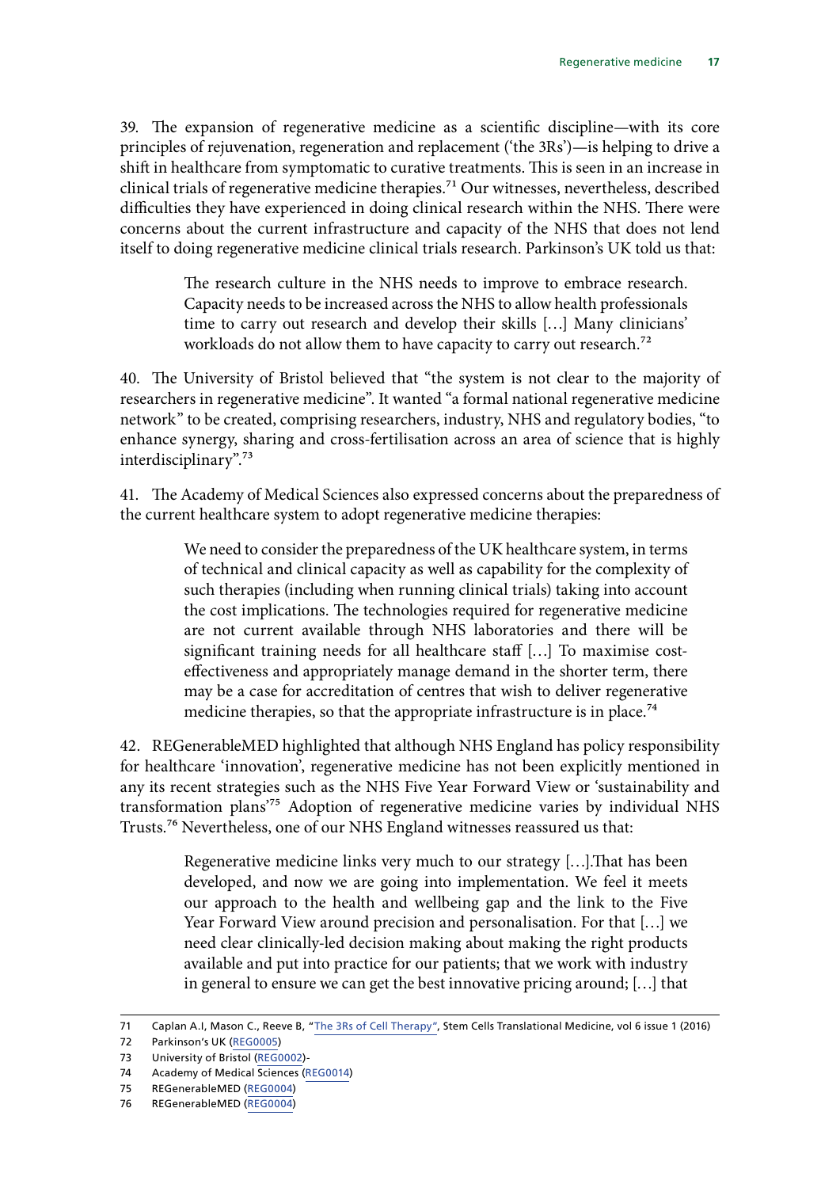39. The expansion of regenerative medicine as a scientific discipline—with its core principles of rejuvenation, regeneration and replacement ('the 3Rs')—is helping to drive a shift in healthcare from symptomatic to curative treatments. This is seen in an increase in clinical trials of regenerative medicine therapies.[71] Our witnesses, nevertheless, described difficulties they have experienced in doing clinical research within the NHS. There were concerns about the current infrastructure and capacity of the NHS that does not lend itself to doing regenerative medicine clinical trials research. Parkinson's UK told us that:

> The research culture in the NHS needs to improve to embrace research. Capacity needs to be increased across the NHS to allow health professionals time to carry out research and develop their skills […] Many clinicians' workloads do not allow them to have capacity to carry out research.[72]

40. The University of Bristol believed that "the system is not clear to the majority of researchers in regenerative medicine". It wanted "a formal national regenerative medicine network" to be created, comprising researchers, industry, NHS and regulatory bodies, "to enhance synergy, sharing and cross-fertilisation across an area of science that is highly interdisciplinary".[73]

41. The Academy of Medical Sciences also expressed concerns about the preparedness of the current healthcare system to adopt regenerative medicine therapies:

> We need to consider the preparedness of the UK healthcare system, in terms of technical and clinical capacity as well as capability for the complexity of such therapies (including when running clinical trials) taking into account the cost implications. The technologies required for regenerative medicine are not current available through NHS laboratories and there will be significant training needs for all healthcare staff […] To maximise cost-effectiveness and appropriately manage demand in the shorter term, there may be a case for accreditation of centres that wish to deliver regenerative medicine therapies, so that the appropriate infrastructure is in place.[74]

42. REGenerableMED highlighted that although NHS England has policy responsibility for healthcare 'innovation', regenerative medicine has not been explicitly mentioned in any its recent strategies such as the NHS Five Year Forward View or 'sustainability and transformation plans'[75] Adoption of regenerative medicine varies by individual NHS Trusts.[76] Nevertheless, one of our NHS England witnesses reassured us that:

> Regenerative medicine links very much to our strategy […].That has been developed, and now we are going into implementation. We feel it meets our approach to the health and wellbeing gap and the link to the Five Year Forward View around precision and personalisation. For that […] we need clear clinically-led decision making about making the right products available and put into practice for our patients; that we work with industry in general to ensure we can get the best innovative pricing around; […] that

---

71 Caplan A.I, Mason C., Reeve B, "The 3Rs of Cell Therapy", Stem Cells Translational Medicine, vol 6 issue 1 (2016)

72 Parkinson's UK (REG0005)

73 University of Bristol (REG0002)-

74 Academy of Medical Sciences (REG0014)

75 REGenerableMED (REG0004)

76 REGenerableMED (REG0004)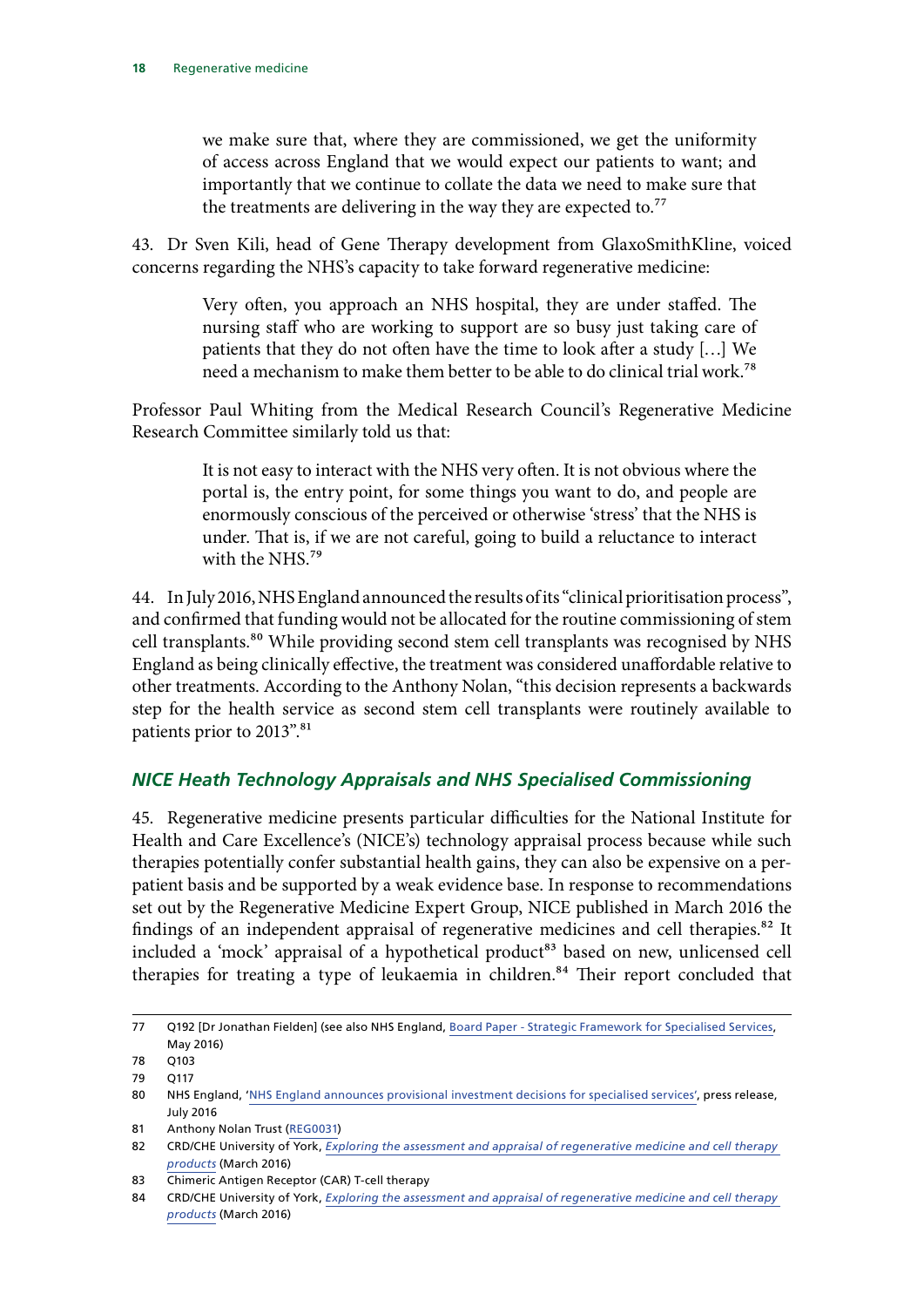> we make sure that, where they are commissioned, we get the uniformity of access across England that we would expect our patients to want; and importantly that we continue to collate the data we need to make sure that the treatments are delivering in the way they are expected to.[77]

43. Dr Sven Kili, head of Gene Therapy development from GlaxoSmithKline, voiced concerns regarding the NHS's capacity to take forward regenerative medicine:

> Very often, you approach an NHS hospital, they are under staffed. The nursing staff who are working to support are so busy just taking care of patients that they do not often have the time to look after a study […] We need a mechanism to make them better to be able to do clinical trial work.[78]

Professor Paul Whiting from the Medical Research Council's Regenerative Medicine Research Committee similarly told us that:

> It is not easy to interact with the NHS very often. It is not obvious where the portal is, the entry point, for some things you want to do, and people are enormously conscious of the perceived or otherwise 'stress' that the NHS is under. That is, if we are not careful, going to build a reluctance to interact with the NHS.[79]

44. In July 2016, NHS England announced the results of its "clinical prioritisation process", and confirmed that funding would not be allocated for the routine commissioning of stem cell transplants.[80] While providing second stem cell transplants was recognised by NHS England as being clinically effective, the treatment was considered unaffordable relative to other treatments. According to the Anthony Nolan, "this decision represents a backwards step for the health service as second stem cell transplants were routinely available to patients prior to 2013".[81]

### *NICE Heath Technology Appraisals and NHS Specialised Commissioning*

45. Regenerative medicine presents particular difficulties for the National Institute for Health and Care Excellence's (NICE's) technology appraisal process because while such therapies potentially confer substantial health gains, they can also be expensive on a per-patient basis and be supported by a weak evidence base. In response to recommendations set out by the Regenerative Medicine Expert Group, NICE published in March 2016 the findings of an independent appraisal of regenerative medicines and cell therapies.[82] It included a 'mock' appraisal of a hypothetical product[83] based on new, unlicensed cell therapies for treating a type of leukaemia in children.[84] Their report concluded that

---

77 Q192 [Dr Jonathan Fielden] (see also NHS England, Board Paper - Strategic Framework for Specialised Services, May 2016)

78 Q103

79 Q117

80 NHS England, 'NHS England announces provisional investment decisions for specialised services', press release, July 2016

81 Anthony Nolan Trust (REG0031)

82 CRD/CHE University of York, *Exploring the assessment and appraisal of regenerative medicine and cell therapy products* (March 2016)

83 Chimeric Antigen Receptor (CAR) T-cell therapy

84 CRD/CHE University of York, *Exploring the assessment and appraisal of regenerative medicine and cell therapy products* (March 2016)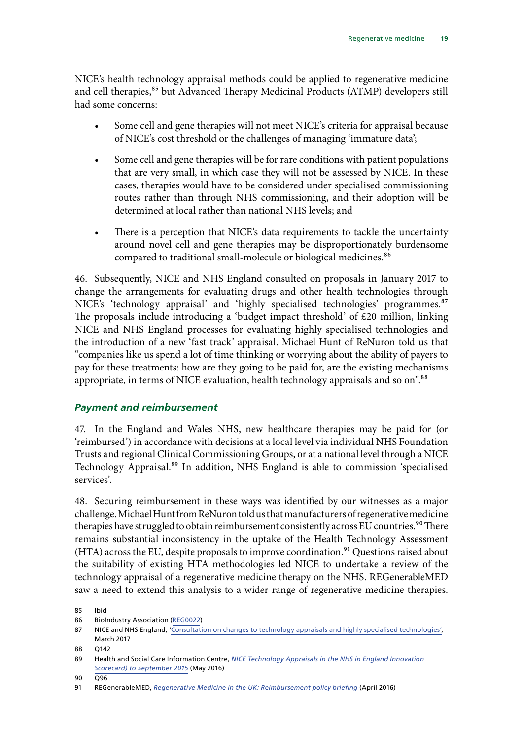NICE's health technology appraisal methods could be applied to regenerative medicine and cell therapies,[85] but Advanced Therapy Medicinal Products (ATMP) developers still had some concerns:

- Some cell and gene therapies will not meet NICE's criteria for appraisal because of NICE's cost threshold or the challenges of managing 'immature data';
- Some cell and gene therapies will be for rare conditions with patient populations that are very small, in which case they will not be assessed by NICE. In these cases, therapies would have to be considered under specialised commissioning routes rather than through NHS commissioning, and their adoption will be determined at local rather than national NHS levels; and
- There is a perception that NICE's data requirements to tackle the uncertainty around novel cell and gene therapies may be disproportionately burdensome compared to traditional small-molecule or biological medicines.[86]

46. Subsequently, NICE and NHS England consulted on proposals in January 2017 to change the arrangements for evaluating drugs and other health technologies through NICE's 'technology appraisal' and 'highly specialised technologies' programmes.[87] The proposals include introducing a 'budget impact threshold' of £20 million, linking NICE and NHS England processes for evaluating highly specialised technologies and the introduction of a new 'fast track' appraisal. Michael Hunt of ReNuron told us that "companies like us spend a lot of time thinking or worrying about the ability of payers to pay for these treatments: how are they going to be paid for, are the existing mechanisms appropriate, in terms of NICE evaluation, health technology appraisals and so on".[88]

### *Payment and reimbursement*

47. In the England and Wales NHS, new healthcare therapies may be paid for (or 'reimbursed') in accordance with decisions at a local level via individual NHS Foundation Trusts and regional Clinical Commissioning Groups, or at a national level through a NICE Technology Appraisal.[89] In addition, NHS England is able to commission 'specialised services'.

48. Securing reimbursement in these ways was identified by our witnesses as a major challenge. Michael Hunt from ReNuron told us that manufacturers of regenerative medicine therapies have struggled to obtain reimbursement consistently across EU countries.[90] There remains substantial inconsistency in the uptake of the Health Technology Assessment (HTA) across the EU, despite proposals to improve coordination.[91] Questions raised about the suitability of existing HTA methodologies led NICE to undertake a review of the technology appraisal of a regenerative medicine therapy on the NHS. REGenerableMED saw a need to extend this analysis to a wider range of regenerative medicine therapies.

---

85 Ibid

86 BioIndustry Association (REG0022)

87 NICE and NHS England, 'Consultation on changes to technology appraisals and highly specialised technologies', March 2017

88 Q142

89 Health and Social Care Information Centre, *NICE Technology Appraisals in the NHS in England Innovation Scorecard) to September 2015* (May 2016)

90 Q96

91 REGenerableMED, *Regenerative Medicine in the UK: Reimbursement policy briefing* (April 2016)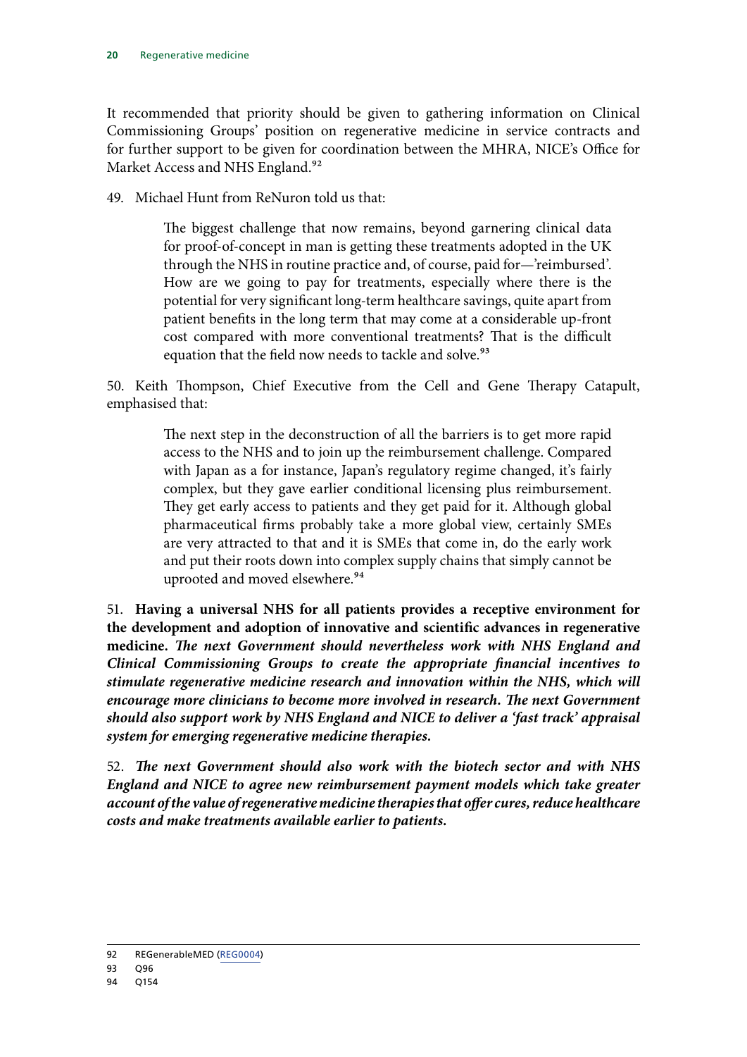It recommended that priority should be given to gathering information on Clinical Commissioning Groups' position on regenerative medicine in service contracts and for further support to be given for coordination between the MHRA, NICE's Office for Market Access and NHS England.[92]

49. Michael Hunt from ReNuron told us that:

> The biggest challenge that now remains, beyond garnering clinical data for proof-of-concept in man is getting these treatments adopted in the UK through the NHS in routine practice and, of course, paid for—'reimbursed'. How are we going to pay for treatments, especially where there is the potential for very significant long-term healthcare savings, quite apart from patient benefits in the long term that may come at a considerable up-front cost compared with more conventional treatments? That is the difficult equation that the field now needs to tackle and solve.[93]

50. Keith Thompson, Chief Executive from the Cell and Gene Therapy Catapult, emphasised that:

> The next step in the deconstruction of all the barriers is to get more rapid access to the NHS and to join up the reimbursement challenge. Compared with Japan as a for instance, Japan's regulatory regime changed, it's fairly complex, but they gave earlier conditional licensing plus reimbursement. They get early access to patients and they get paid for it. Although global pharmaceutical firms probably take a more global view, certainly SMEs are very attracted to that and it is SMEs that come in, do the early work and put their roots down into complex supply chains that simply cannot be uprooted and moved elsewhere.[94]

51. **Having a universal NHS for all patients provides a receptive environment for the development and adoption of innovative and scientific advances in regenerative medicine.** ***The next Government should nevertheless work with NHS England and Clinical Commissioning Groups to create the appropriate financial incentives to stimulate regenerative medicine research and innovation within the NHS, which will encourage more clinicians to become more involved in research. The next Government should also support work by NHS England and NICE to deliver a 'fast track' appraisal system for emerging regenerative medicine therapies.***

52. ***The next Government should also work with the biotech sector and with NHS England and NICE to agree new reimbursement payment models which take greater account of the value of regenerative medicine therapies that offer cures, reduce healthcare costs and make treatments available earlier to patients.***

---

92 REGenerableMED (REG0004)

93 Q96

94 Q154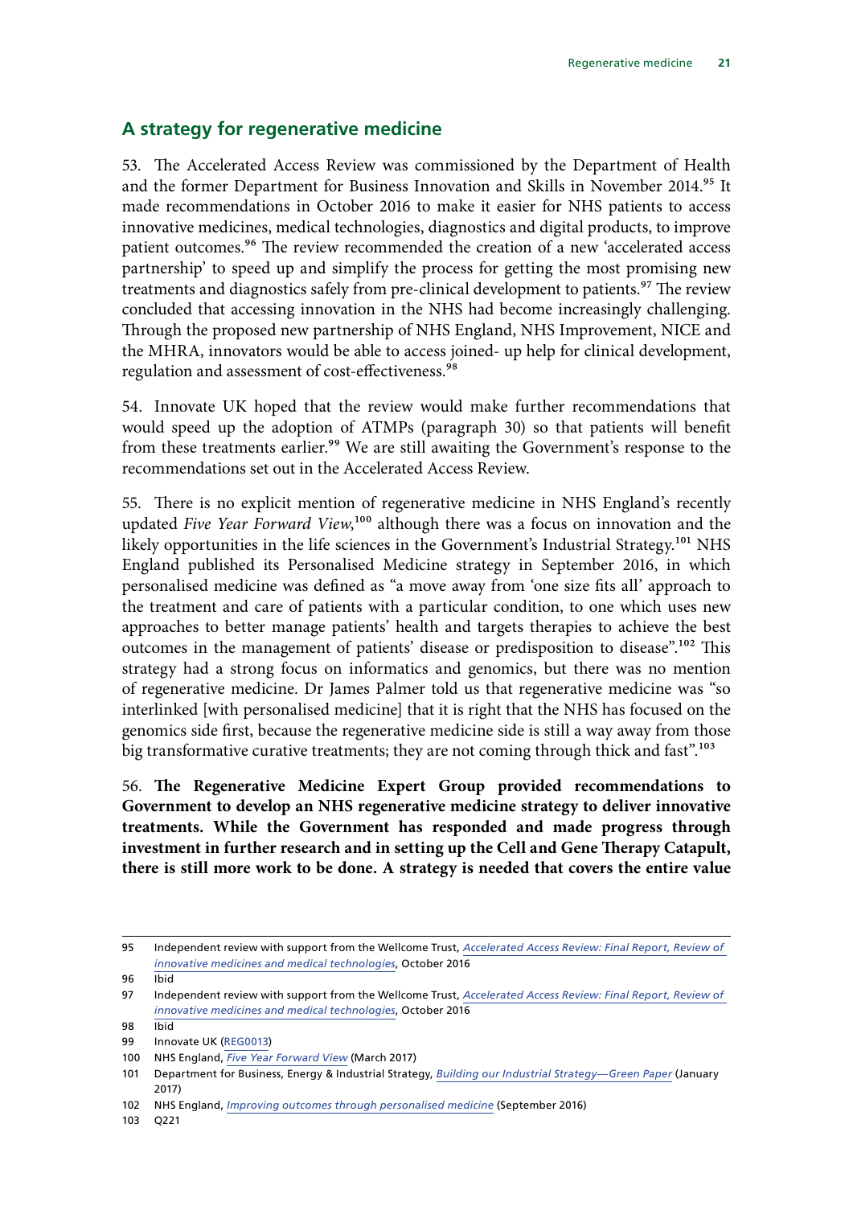## A strategy for regenerative medicine

53. The Accelerated Access Review was commissioned by the Department of Health and the former Department for Business Innovation and Skills in November 2014.[95] It made recommendations in October 2016 to make it easier for NHS patients to access innovative medicines, medical technologies, diagnostics and digital products, to improve patient outcomes.[96] The review recommended the creation of a new 'accelerated access partnership' to speed up and simplify the process for getting the most promising new treatments and diagnostics safely from pre-clinical development to patients.[97] The review concluded that accessing innovation in the NHS had become increasingly challenging. Through the proposed new partnership of NHS England, NHS Improvement, NICE and the MHRA, innovators would be able to access joined- up help for clinical development, regulation and assessment of cost-effectiveness.[98]

54. Innovate UK hoped that the review would make further recommendations that would speed up the adoption of ATMPs (paragraph 30) so that patients will benefit from these treatments earlier.[99] We are still awaiting the Government's response to the recommendations set out in the Accelerated Access Review.

55. There is no explicit mention of regenerative medicine in NHS England's recently updated *Five Year Forward View*,[100] although there was a focus on innovation and the likely opportunities in the life sciences in the Government's Industrial Strategy.[101] NHS England published its Personalised Medicine strategy in September 2016, in which personalised medicine was defined as "a move away from 'one size fits all' approach to the treatment and care of patients with a particular condition, to one which uses new approaches to better manage patients' health and targets therapies to achieve the best outcomes in the management of patients' disease or predisposition to disease".[102] This strategy had a strong focus on informatics and genomics, but there was no mention of regenerative medicine. Dr James Palmer told us that regenerative medicine was "so interlinked [with personalised medicine] that it is right that the NHS has focused on the genomics side first, because the regenerative medicine side is still a way away from those big transformative curative treatments; they are not coming through thick and fast".[103]

56. **The Regenerative Medicine Expert Group provided recommendations to Government to develop an NHS regenerative medicine strategy to deliver innovative treatments. While the Government has responded and made progress through investment in further research and in setting up the Cell and Gene Therapy Catapult, there is still more work to be done. A strategy is needed that covers the entire value**

---

95 Independent review with support from the Wellcome Trust, *Accelerated Access Review: Final Report, Review of innovative medicines and medical technologies*, October 2016

96 Ibid

97 Independent review with support from the Wellcome Trust, *Accelerated Access Review: Final Report, Review of innovative medicines and medical technologies*, October 2016

98 Ibid

99 Innovate UK (REG0013)

100 NHS England, *Five Year Forward View* (March 2017)

101 Department for Business, Energy & Industrial Strategy, *Building our Industrial Strategy—Green Paper* (January 2017)

102 NHS England, *Improving outcomes through personalised medicine* (September 2016)

103 Q221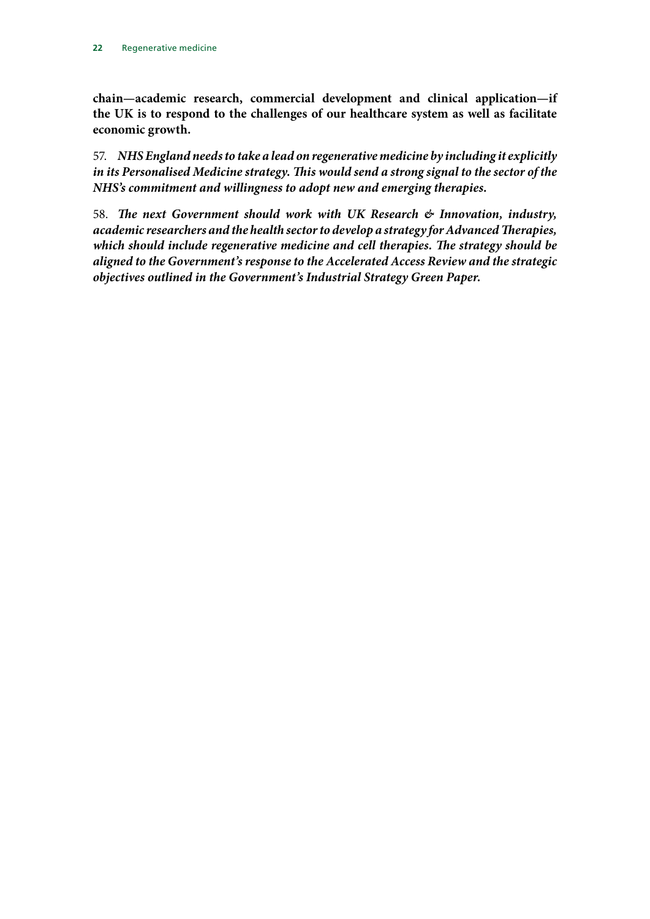**chain—academic research, commercial development and clinical application—if the UK is to respond to the challenges of our healthcare system as well as facilitate economic growth.**

57. ***NHS England needs to take a lead on regenerative medicine by including it explicitly in its Personalised Medicine strategy. This would send a strong signal to the sector of the NHS's commitment and willingness to adopt new and emerging therapies.***

58. ***The next Government should work with UK Research & Innovation, industry, academic researchers and the health sector to develop a strategy for Advanced Therapies, which should include regenerative medicine and cell therapies. The strategy should be aligned to the Government's response to the Accelerated Access Review and the strategic objectives outlined in the Government's Industrial Strategy Green Paper.***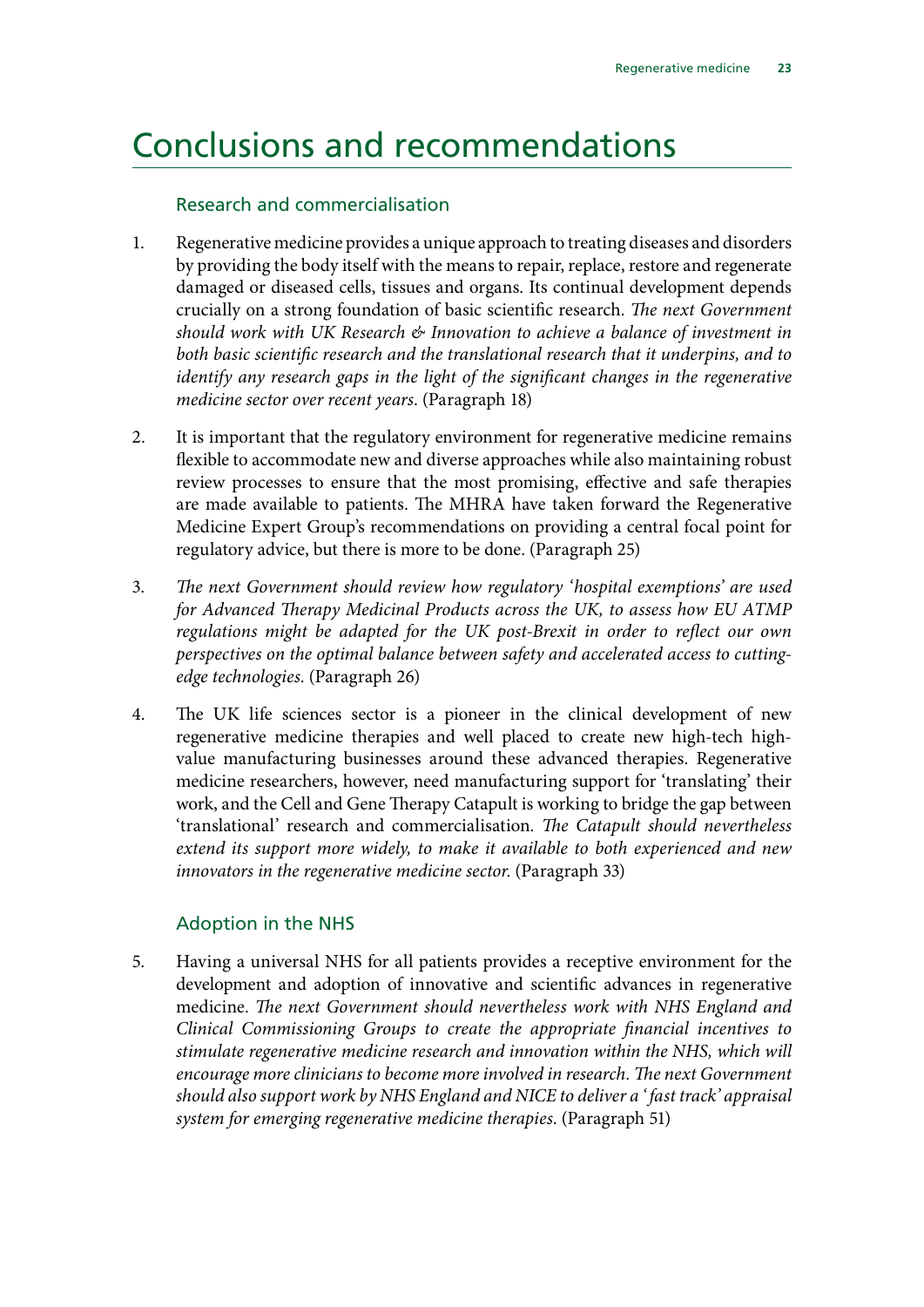# Conclusions and recommendations

## Research and commercialisation

1. Regenerative medicine provides a unique approach to treating diseases and disorders by providing the body itself with the means to repair, replace, restore and regenerate damaged or diseased cells, tissues and organs. Its continual development depends crucially on a strong foundation of basic scientific research. *The next Government should work with UK Research & Innovation to achieve a balance of investment in both basic scientific research and the translational research that it underpins, and to identify any research gaps in the light of the significant changes in the regenerative medicine sector over recent years.* (Paragraph 18)

2. It is important that the regulatory environment for regenerative medicine remains flexible to accommodate new and diverse approaches while also maintaining robust review processes to ensure that the most promising, effective and safe therapies are made available to patients. The MHRA have taken forward the Regenerative Medicine Expert Group's recommendations on providing a central focal point for regulatory advice, but there is more to be done. (Paragraph 25)

3. *The next Government should review how regulatory 'hospital exemptions' are used for Advanced Therapy Medicinal Products across the UK, to assess how EU ATMP regulations might be adapted for the UK post-Brexit in order to reflect our own perspectives on the optimal balance between safety and accelerated access to cutting-edge technologies.* (Paragraph 26)

4. The UK life sciences sector is a pioneer in the clinical development of new regenerative medicine therapies and well placed to create new high-tech high-value manufacturing businesses around these advanced therapies. Regenerative medicine researchers, however, need manufacturing support for 'translating' their work, and the Cell and Gene Therapy Catapult is working to bridge the gap between 'translational' research and commercialisation. *The Catapult should nevertheless extend its support more widely, to make it available to both experienced and new innovators in the regenerative medicine sector.* (Paragraph 33)

## Adoption in the NHS

5. Having a universal NHS for all patients provides a receptive environment for the development and adoption of innovative and scientific advances in regenerative medicine. *The next Government should nevertheless work with NHS England and Clinical Commissioning Groups to create the appropriate financial incentives to stimulate regenerative medicine research and innovation within the NHS, which will encourage more clinicians to become more involved in research. The next Government should also support work by NHS England and NICE to deliver a 'fast track' appraisal system for emerging regenerative medicine therapies.* (Paragraph 51)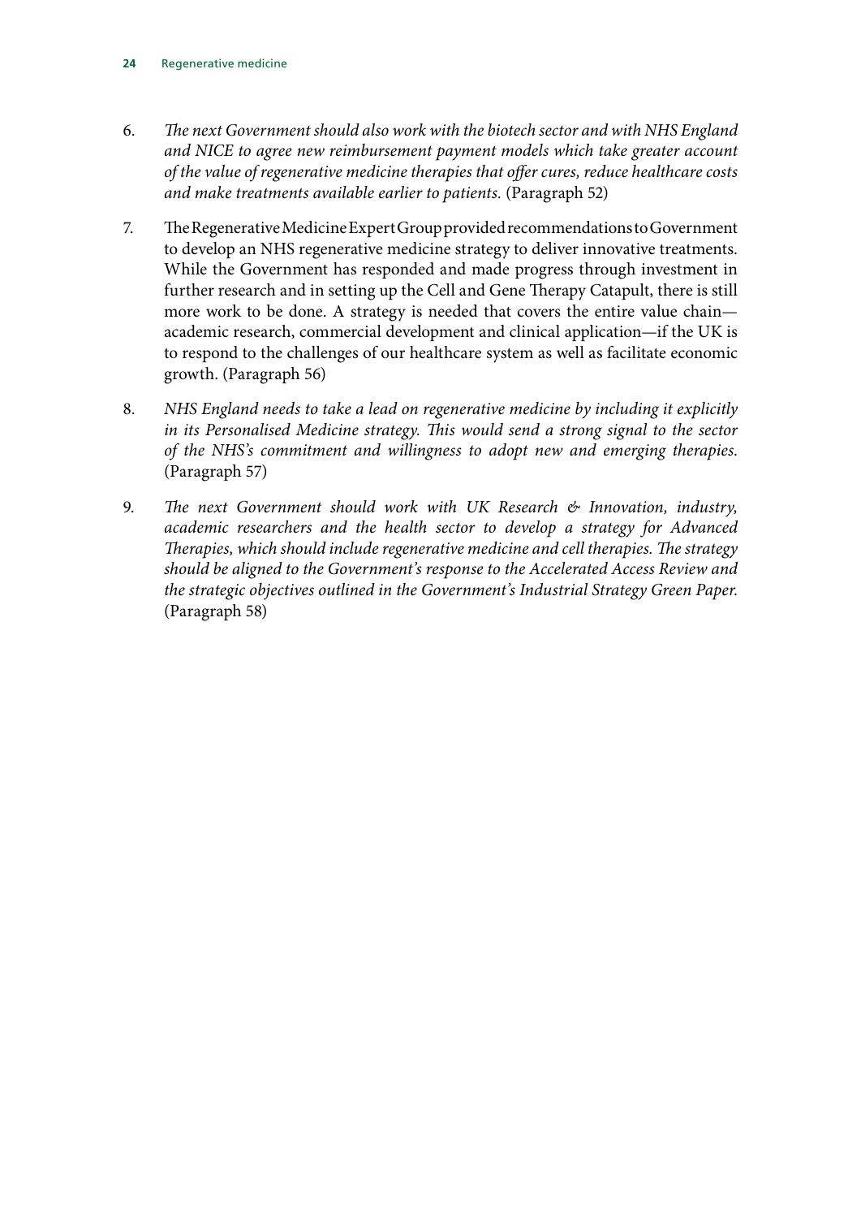6. *The next Government should also work with the biotech sector and with NHS England and NICE to agree new reimbursement payment models which take greater account of the value of regenerative medicine therapies that offer cures, reduce healthcare costs and make treatments available earlier to patients.* (Paragraph 52)

7. The Regenerative Medicine Expert Group provided recommendations to Government to develop an NHS regenerative medicine strategy to deliver innovative treatments. While the Government has responded and made progress through investment in further research and in setting up the Cell and Gene Therapy Catapult, there is still more work to be done. A strategy is needed that covers the entire value chain—academic research, commercial development and clinical application—if the UK is to respond to the challenges of our healthcare system as well as facilitate economic growth. (Paragraph 56)

8. *NHS England needs to take a lead on regenerative medicine by including it explicitly in its Personalised Medicine strategy. This would send a strong signal to the sector of the NHS's commitment and willingness to adopt new and emerging therapies.* (Paragraph 57)

9. *The next Government should work with UK Research & Innovation, industry, academic researchers and the health sector to develop a strategy for Advanced Therapies, which should include regenerative medicine and cell therapies. The strategy should be aligned to the Government's response to the Accelerated Access Review and the strategic objectives outlined in the Government's Industrial Strategy Green Paper.* (Paragraph 58)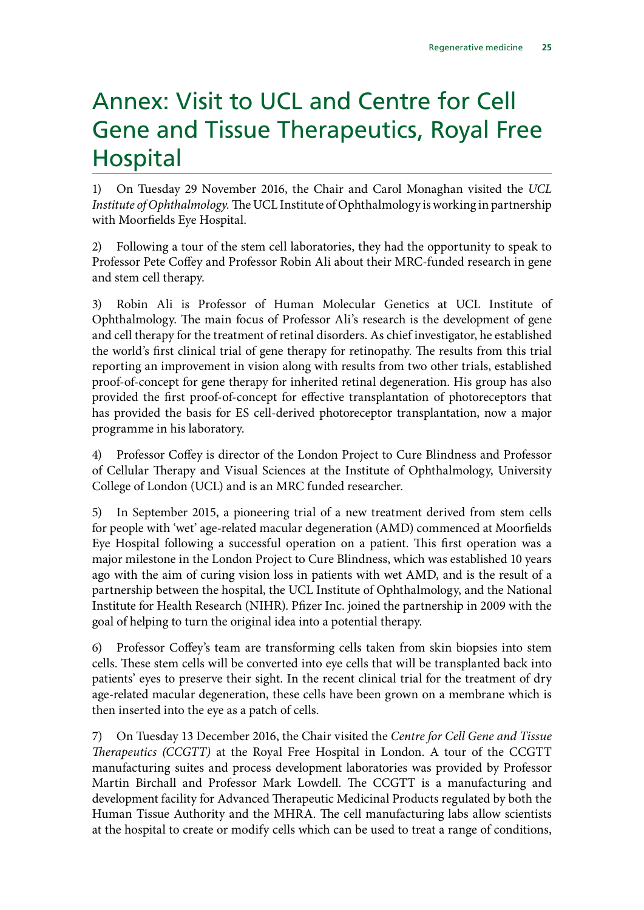# Annex: Visit to UCL and Centre for Cell Gene and Tissue Therapeutics, Royal Free Hospital

1) On Tuesday 29 November 2016, the Chair and Carol Monaghan visited the *UCL Institute of Ophthalmology.* The UCL Institute of Ophthalmology is working in partnership with Moorfields Eye Hospital.

2) Following a tour of the stem cell laboratories, they had the opportunity to speak to Professor Pete Coffey and Professor Robin Ali about their MRC-funded research in gene and stem cell therapy.

3) Robin Ali is Professor of Human Molecular Genetics at UCL Institute of Ophthalmology. The main focus of Professor Ali's research is the development of gene and cell therapy for the treatment of retinal disorders. As chief investigator, he established the world's first clinical trial of gene therapy for retinopathy. The results from this trial reporting an improvement in vision along with results from two other trials, established proof-of-concept for gene therapy for inherited retinal degeneration. His group has also provided the first proof-of-concept for effective transplantation of photoreceptors that has provided the basis for ES cell-derived photoreceptor transplantation, now a major programme in his laboratory.

4) Professor Coffey is director of the London Project to Cure Blindness and Professor of Cellular Therapy and Visual Sciences at the Institute of Ophthalmology, University College of London (UCL) and is an MRC funded researcher.

5) In September 2015, a pioneering trial of a new treatment derived from stem cells for people with 'wet' age-related macular degeneration (AMD) commenced at Moorfields Eye Hospital following a successful operation on a patient. This first operation was a major milestone in the London Project to Cure Blindness, which was established 10 years ago with the aim of curing vision loss in patients with wet AMD, and is the result of a partnership between the hospital, the UCL Institute of Ophthalmology, and the National Institute for Health Research (NIHR). Pfizer Inc. joined the partnership in 2009 with the goal of helping to turn the original idea into a potential therapy.

6) Professor Coffey's team are transforming cells taken from skin biopsies into stem cells. These stem cells will be converted into eye cells that will be transplanted back into patients' eyes to preserve their sight. In the recent clinical trial for the treatment of dry age-related macular degeneration, these cells have been grown on a membrane which is then inserted into the eye as a patch of cells.

7) On Tuesday 13 December 2016, the Chair visited the *Centre for Cell Gene and Tissue Therapeutics (CCGTT)* at the Royal Free Hospital in London. A tour of the CCGTT manufacturing suites and process development laboratories was provided by Professor Martin Birchall and Professor Mark Lowdell. The CCGTT is a manufacturing and development facility for Advanced Therapeutic Medicinal Products regulated by both the Human Tissue Authority and the MHRA. The cell manufacturing labs allow scientists at the hospital to create or modify cells which can be used to treat a range of conditions,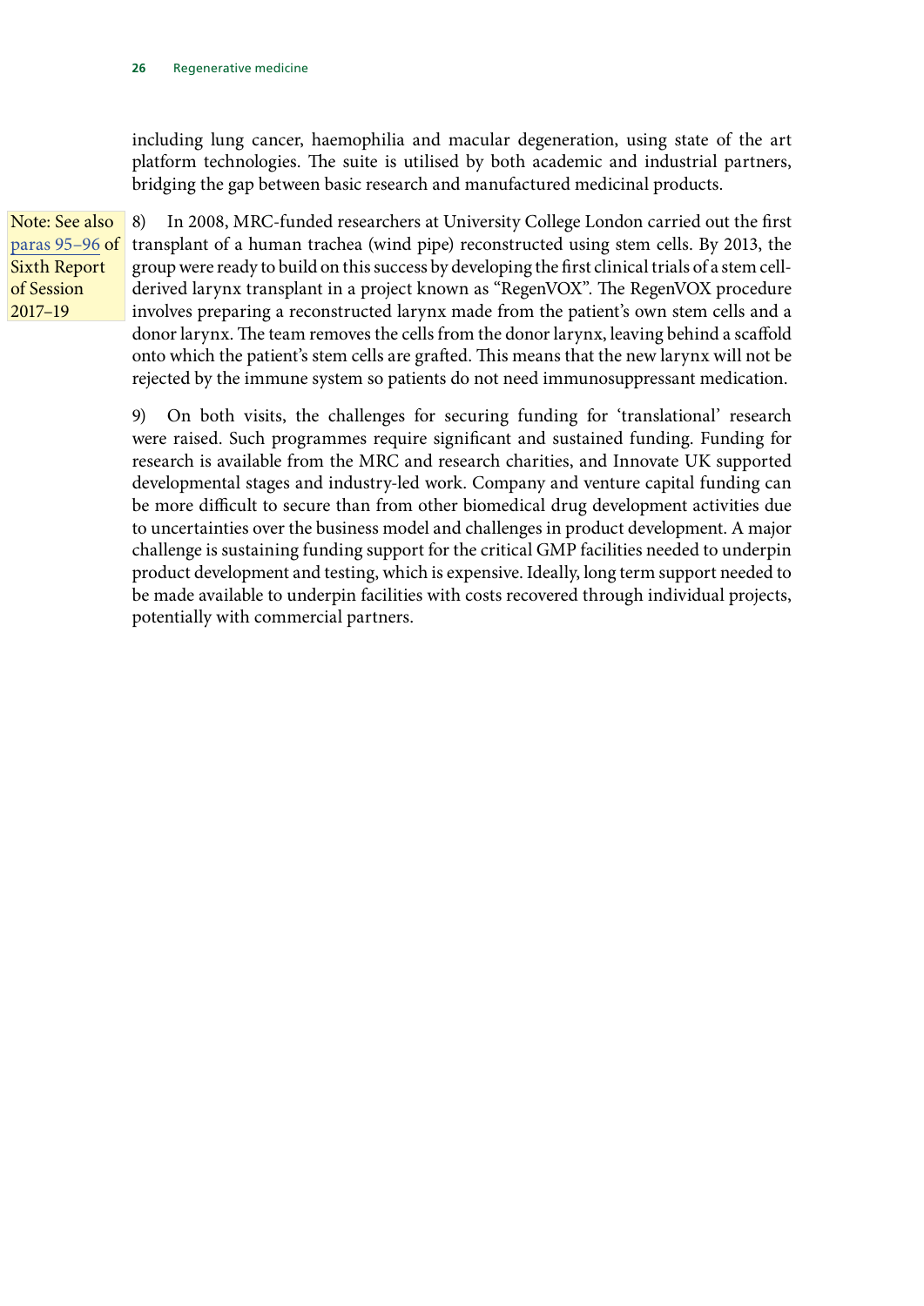including lung cancer, haemophilia and macular degeneration, using state of the art platform technologies. The suite is utilised by both academic and industrial partners, bridging the gap between basic research and manufactured medicinal products.

Note: See also paras 95–96 of Sixth Report of Session 2017–19

8) In 2008, MRC-funded researchers at University College London carried out the first transplant of a human trachea (wind pipe) reconstructed using stem cells. By 2013, the group were ready to build on this success by developing the first clinical trials of a stem cell-derived larynx transplant in a project known as "RegenVOX". The RegenVOX procedure involves preparing a reconstructed larynx made from the patient's own stem cells and a donor larynx. The team removes the cells from the donor larynx, leaving behind a scaffold onto which the patient's stem cells are grafted. This means that the new larynx will not be rejected by the immune system so patients do not need immunosuppressant medication.

9) On both visits, the challenges for securing funding for 'translational' research were raised. Such programmes require significant and sustained funding. Funding for research is available from the MRC and research charities, and Innovate UK supported developmental stages and industry-led work. Company and venture capital funding can be more difficult to secure than from other biomedical drug development activities due to uncertainties over the business model and challenges in product development. A major challenge is sustaining funding support for the critical GMP facilities needed to underpin product development and testing, which is expensive. Ideally, long term support needed to be made available to underpin facilities with costs recovered through individual projects, potentially with commercial partners.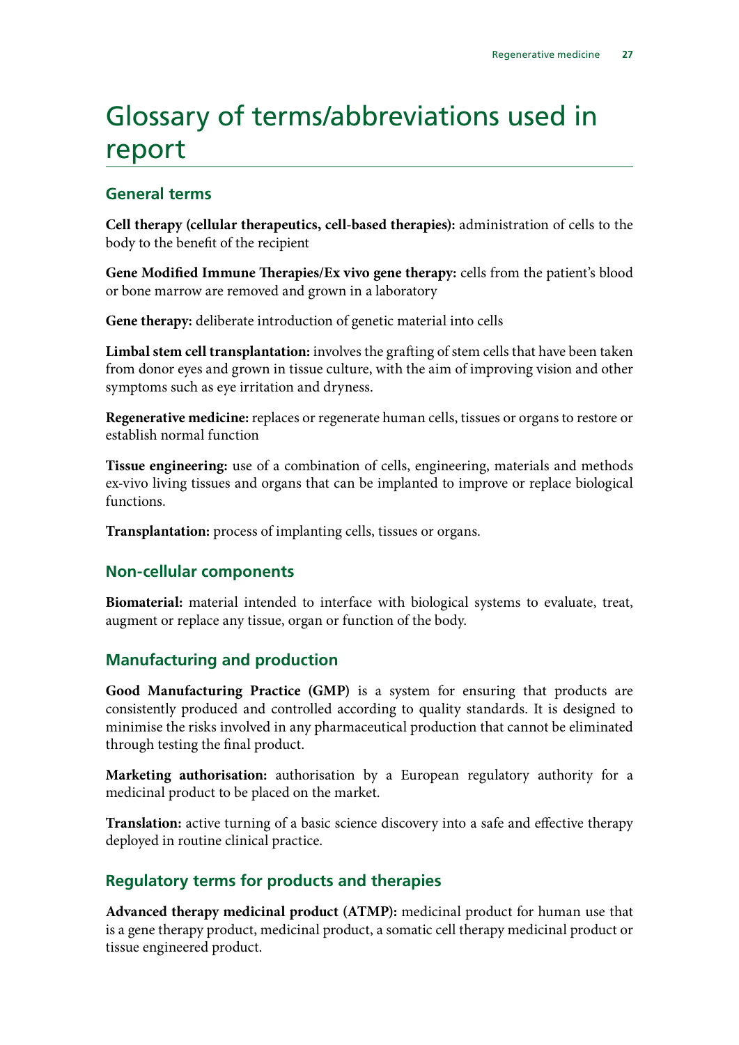# Glossary of terms/abbreviations used in report

## General terms

**Cell therapy (cellular therapeutics, cell-based therapies):** administration of cells to the body to the benefit of the recipient

**Gene Modified Immune Therapies/Ex vivo gene therapy:** cells from the patient's blood or bone marrow are removed and grown in a laboratory

**Gene therapy:** deliberate introduction of genetic material into cells

**Limbal stem cell transplantation:** involves the grafting of stem cells that have been taken from donor eyes and grown in tissue culture, with the aim of improving vision and other symptoms such as eye irritation and dryness.

**Regenerative medicine:** replaces or regenerate human cells, tissues or organs to restore or establish normal function

**Tissue engineering:** use of a combination of cells, engineering, materials and methods ex-vivo living tissues and organs that can be implanted to improve or replace biological functions.

**Transplantation:** process of implanting cells, tissues or organs.

## Non-cellular components

**Biomaterial:** material intended to interface with biological systems to evaluate, treat, augment or replace any tissue, organ or function of the body.

## Manufacturing and production

**Good Manufacturing Practice (GMP)** is a system for ensuring that products are consistently produced and controlled according to quality standards. It is designed to minimise the risks involved in any pharmaceutical production that cannot be eliminated through testing the final product.

**Marketing authorisation:** authorisation by a European regulatory authority for a medicinal product to be placed on the market.

**Translation:** active turning of a basic science discovery into a safe and effective therapy deployed in routine clinical practice.

## Regulatory terms for products and therapies

**Advanced therapy medicinal product (ATMP):** medicinal product for human use that is a gene therapy product, medicinal product, a somatic cell therapy medicinal product or tissue engineered product.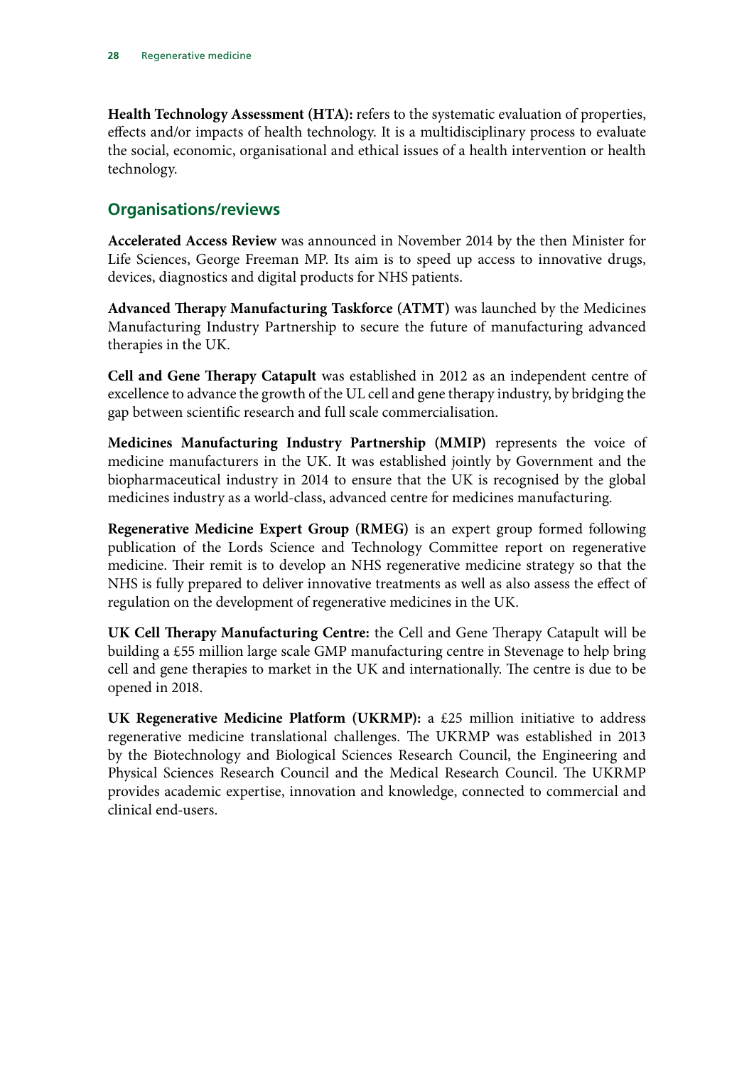**Health Technology Assessment (HTA):** refers to the systematic evaluation of properties, effects and/or impacts of health technology. It is a multidisciplinary process to evaluate the social, economic, organisational and ethical issues of a health intervention or health technology.

## Organisations/reviews

**Accelerated Access Review** was announced in November 2014 by the then Minister for Life Sciences, George Freeman MP. Its aim is to speed up access to innovative drugs, devices, diagnostics and digital products for NHS patients.

**Advanced Therapy Manufacturing Taskforce (ATMT)** was launched by the Medicines Manufacturing Industry Partnership to secure the future of manufacturing advanced therapies in the UK.

**Cell and Gene Therapy Catapult** was established in 2012 as an independent centre of excellence to advance the growth of the UL cell and gene therapy industry, by bridging the gap between scientific research and full scale commercialisation.

**Medicines Manufacturing Industry Partnership (MMIP)** represents the voice of medicine manufacturers in the UK. It was established jointly by Government and the biopharmaceutical industry in 2014 to ensure that the UK is recognised by the global medicines industry as a world-class, advanced centre for medicines manufacturing.

**Regenerative Medicine Expert Group (RMEG)** is an expert group formed following publication of the Lords Science and Technology Committee report on regenerative medicine. Their remit is to develop an NHS regenerative medicine strategy so that the NHS is fully prepared to deliver innovative treatments as well as also assess the effect of regulation on the development of regenerative medicines in the UK.

**UK Cell Therapy Manufacturing Centre:** the Cell and Gene Therapy Catapult will be building a £55 million large scale GMP manufacturing centre in Stevenage to help bring cell and gene therapies to market in the UK and internationally. The centre is due to be opened in 2018.

**UK Regenerative Medicine Platform (UKRMP):** a £25 million initiative to address regenerative medicine translational challenges. The UKRMP was established in 2013 by the Biotechnology and Biological Sciences Research Council, the Engineering and Physical Sciences Research Council and the Medical Research Council. The UKRMP provides academic expertise, innovation and knowledge, connected to commercial and clinical end-users.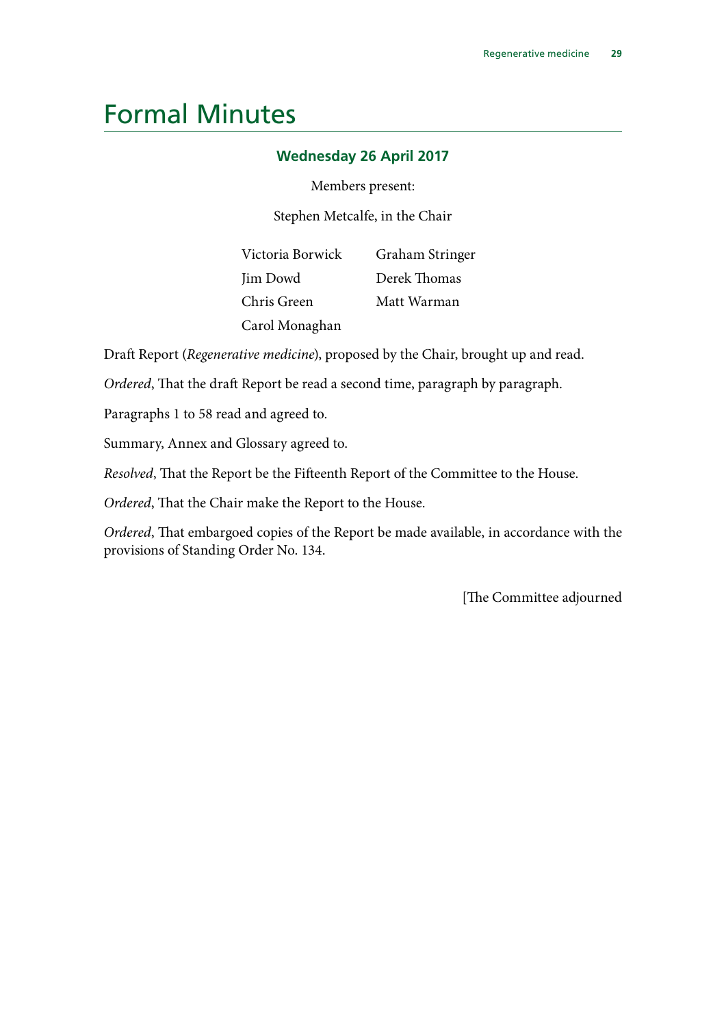# Formal Minutes

### Wednesday 26 April 2017

Members present:

Stephen Metcalfe, in the Chair

Victoria Borwick
Jim Dowd
Chris Green
Carol Monaghan
Graham Stringer
Derek Thomas
Matt Warman

Draft Report (*Regenerative medicine*), proposed by the Chair, brought up and read.

*Ordered*, That the draft Report be read a second time, paragraph by paragraph.

Paragraphs 1 to 58 read and agreed to.

Summary, Annex and Glossary agreed to.

*Resolved*, That the Report be the Fifteenth Report of the Committee to the House.

*Ordered*, That the Chair make the Report to the House.

*Ordered*, That embargoed copies of the Report be made available, in accordance with the provisions of Standing Order No. 134.

[The Committee adjourned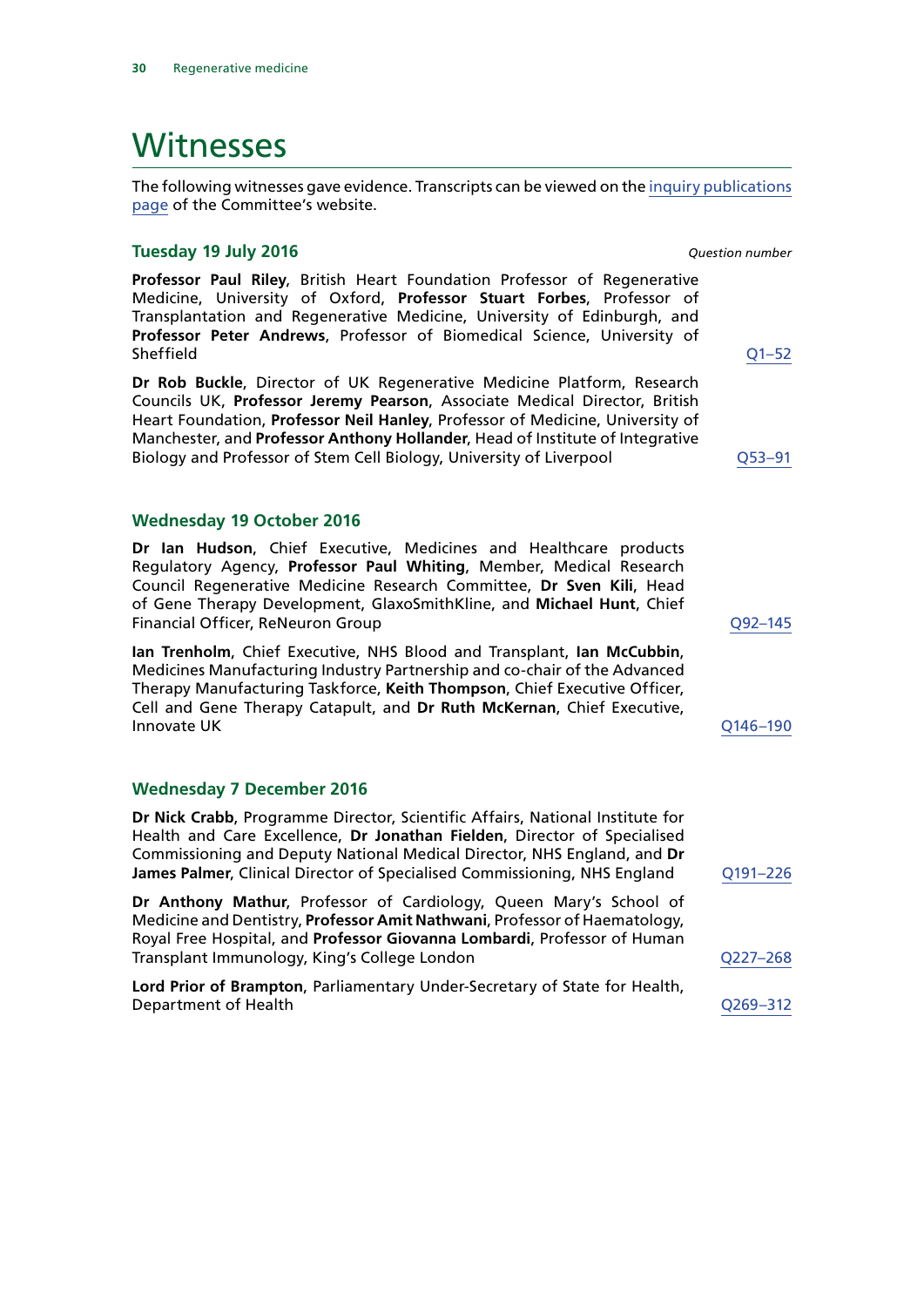# Witnesses

The following witnesses gave evidence. Transcripts can be viewed on the inquiry publications page of the Committee's website.

### Tuesday 19 July 2016

*Question number*

**Professor Paul Riley**, British Heart Foundation Professor of Regenerative Medicine, University of Oxford, **Professor Stuart Forbes**, Professor of Transplantation and Regenerative Medicine, University of Edinburgh, and **Professor Peter Andrews**, Professor of Biomedical Science, University of Sheffield — Q1–52

**Dr Rob Buckle**, Director of UK Regenerative Medicine Platform, Research Councils UK, **Professor Jeremy Pearson**, Associate Medical Director, British Heart Foundation, **Professor Neil Hanley**, Professor of Medicine, University of Manchester, and **Professor Anthony Hollander**, Head of Institute of Integrative Biology and Professor of Stem Cell Biology, University of Liverpool — Q53–91

### Wednesday 19 October 2016

**Dr Ian Hudson**, Chief Executive, Medicines and Healthcare products Regulatory Agency, **Professor Paul Whiting**, Member, Medical Research Council Regenerative Medicine Research Committee, **Dr Sven Kili**, Head of Gene Therapy Development, GlaxoSmithKline, and **Michael Hunt**, Chief Financial Officer, ReNeuron Group — Q92–145

**Ian Trenholm**, Chief Executive, NHS Blood and Transplant, **Ian McCubbin**, Medicines Manufacturing Industry Partnership and co-chair of the Advanced Therapy Manufacturing Taskforce, **Keith Thompson**, Chief Executive Officer, Cell and Gene Therapy Catapult, and **Dr Ruth McKernan**, Chief Executive, Innovate UK — Q146–190

### Wednesday 7 December 2016

**Dr Nick Crabb**, Programme Director, Scientific Affairs, National Institute for Health and Care Excellence, **Dr Jonathan Fielden**, Director of Specialised Commissioning and Deputy National Medical Director, NHS England, and **Dr James Palmer**, Clinical Director of Specialised Commissioning, NHS England — Q191–226

**Dr Anthony Mathur**, Professor of Cardiology, Queen Mary's School of Medicine and Dentistry, **Professor Amit Nathwani**, Professor of Haematology, Royal Free Hospital, and **Professor Giovanna Lombardi**, Professor of Human Transplant Immunology, King's College London — Q227–268

**Lord Prior of Brampton**, Parliamentary Under-Secretary of State for Health, Department of Health — Q269–312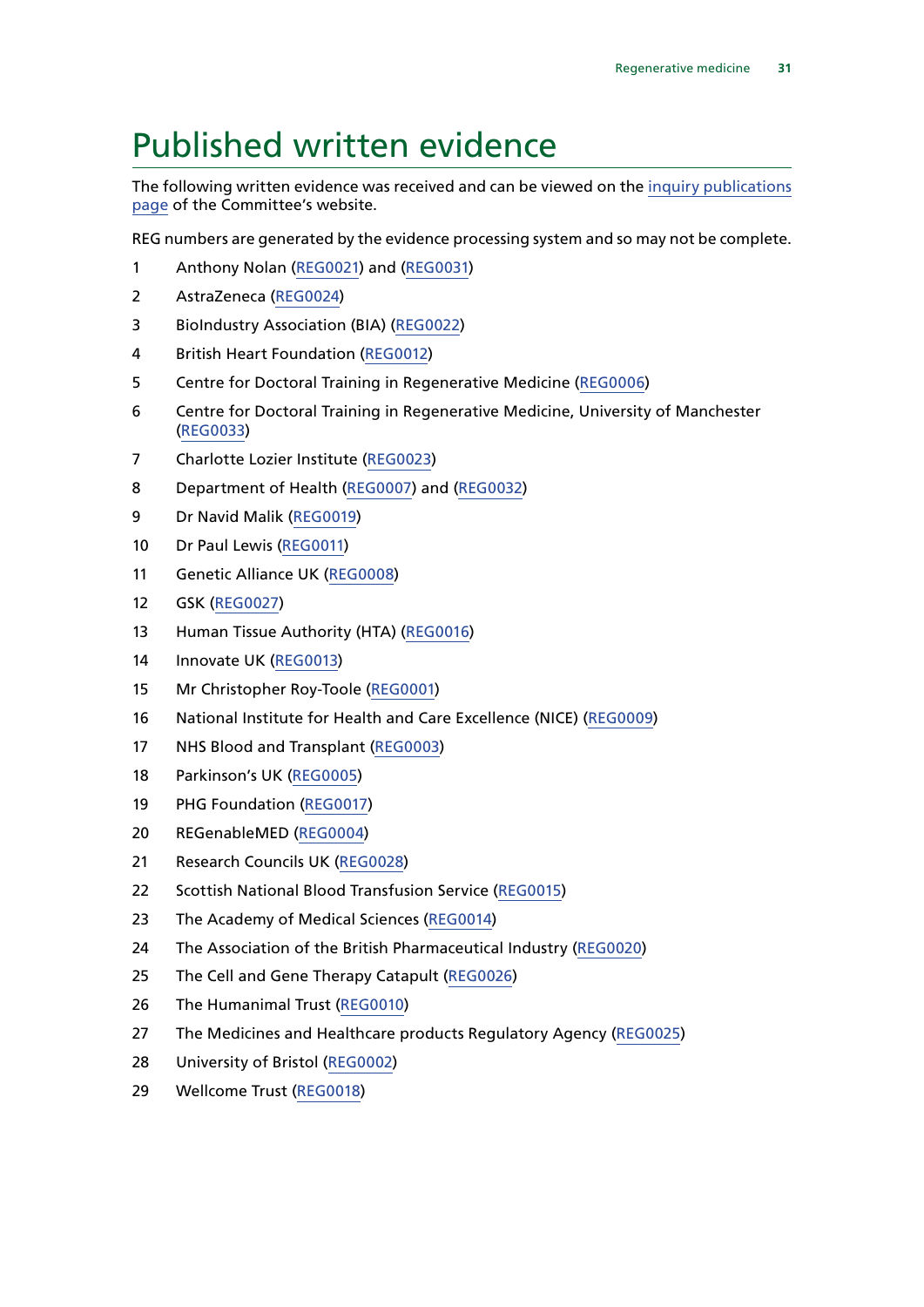# Published written evidence

The following written evidence was received and can be viewed on the inquiry publications page of the Committee's website.

REG numbers are generated by the evidence processing system and so may not be complete.

1. Anthony Nolan (REG0021) and (REG0031)
2. AstraZeneca (REG0024)
3. BioIndustry Association (BIA) (REG0022)
4. British Heart Foundation (REG0012)
5. Centre for Doctoral Training in Regenerative Medicine (REG0006)
6. Centre for Doctoral Training in Regenerative Medicine, University of Manchester (REG0033)
7. Charlotte Lozier Institute (REG0023)
8. Department of Health (REG0007) and (REG0032)
9. Dr Navid Malik (REG0019)
10. Dr Paul Lewis (REG0011)
11. Genetic Alliance UK (REG0008)
12. GSK (REG0027)
13. Human Tissue Authority (HTA) (REG0016)
14. Innovate UK (REG0013)
15. Mr Christopher Roy-Toole (REG0001)
16. National Institute for Health and Care Excellence (NICE) (REG0009)
17. NHS Blood and Transplant (REG0003)
18. Parkinson's UK (REG0005)
19. PHG Foundation (REG0017)
20. REGenableMED (REG0004)
21. Research Councils UK (REG0028)
22. Scottish National Blood Transfusion Service (REG0015)
23. The Academy of Medical Sciences (REG0014)
24. The Association of the British Pharmaceutical Industry (REG0020)
25. The Cell and Gene Therapy Catapult (REG0026)
26. The Humanimal Trust (REG0010)
27. The Medicines and Healthcare products Regulatory Agency (REG0025)
28. University of Bristol (REG0002)
29. Wellcome Trust (REG0018)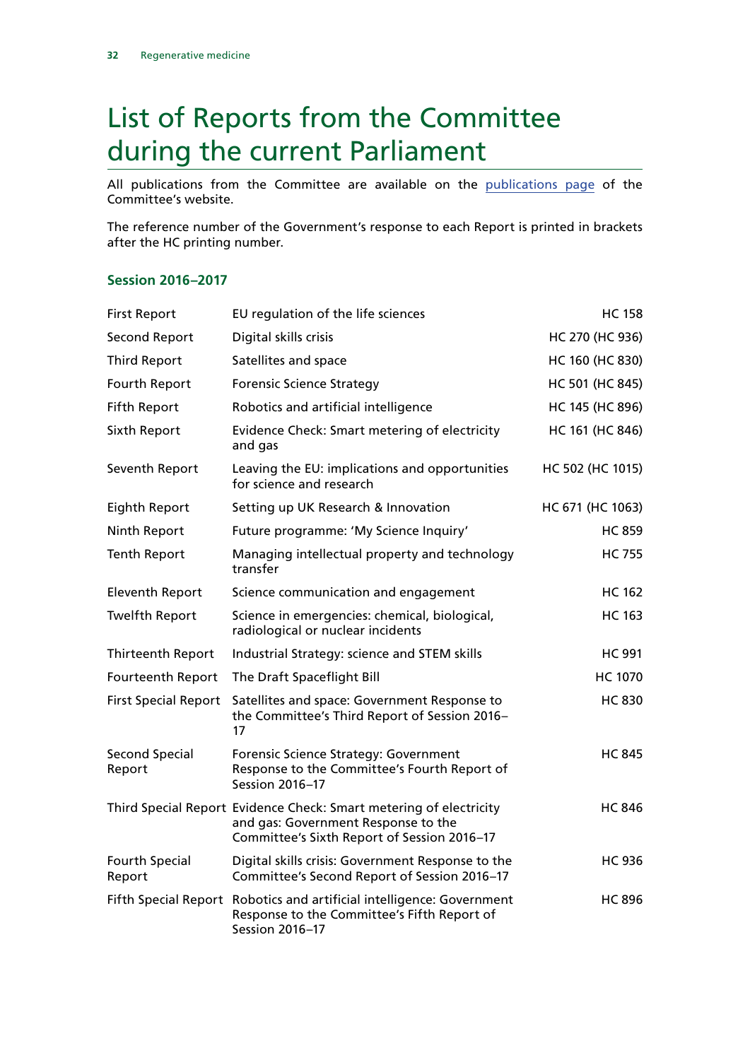# List of Reports from the Committee during the current Parliament

All publications from the Committee are available on the publications page of the Committee's website.

The reference number of the Government's response to each Report is printed in brackets after the HC printing number.

### Session 2016–2017

| | | |
|---|---|---|
| First Report | EU regulation of the life sciences | HC 158 |
| Second Report | Digital skills crisis | HC 270 (HC 936) |
| Third Report | Satellites and space | HC 160 (HC 830) |
| Fourth Report | Forensic Science Strategy | HC 501 (HC 845) |
| Fifth Report | Robotics and artificial intelligence | HC 145 (HC 896) |
| Sixth Report | Evidence Check: Smart metering of electricity and gas | HC 161 (HC 846) |
| Seventh Report | Leaving the EU: implications and opportunities for science and research | HC 502 (HC 1015) |
| Eighth Report | Setting up UK Research & Innovation | HC 671 (HC 1063) |
| Ninth Report | Future programme: 'My Science Inquiry' | HC 859 |
| Tenth Report | Managing intellectual property and technology transfer | HC 755 |
| Eleventh Report | Science communication and engagement | HC 162 |
| Twelfth Report | Science in emergencies: chemical, biological, radiological or nuclear incidents | HC 163 |
| Thirteenth Report | Industrial Strategy: science and STEM skills | HC 991 |
| Fourteenth Report | The Draft Spaceflight Bill | HC 1070 |
| First Special Report | Satellites and space: Government Response to the Committee's Third Report of Session 2016–17 | HC 830 |
| Second Special Report | Forensic Science Strategy: Government Response to the Committee's Fourth Report of Session 2016–17 | HC 845 |
| Third Special Report | Evidence Check: Smart metering of electricity and gas: Government Response to the Committee's Sixth Report of Session 2016–17 | HC 846 |
| Fourth Special Report | Digital skills crisis: Government Response to the Committee's Second Report of Session 2016–17 | HC 936 |
| Fifth Special Report | Robotics and artificial intelligence: Government Response to the Committee's Fifth Report of Session 2016–17 | HC 896 |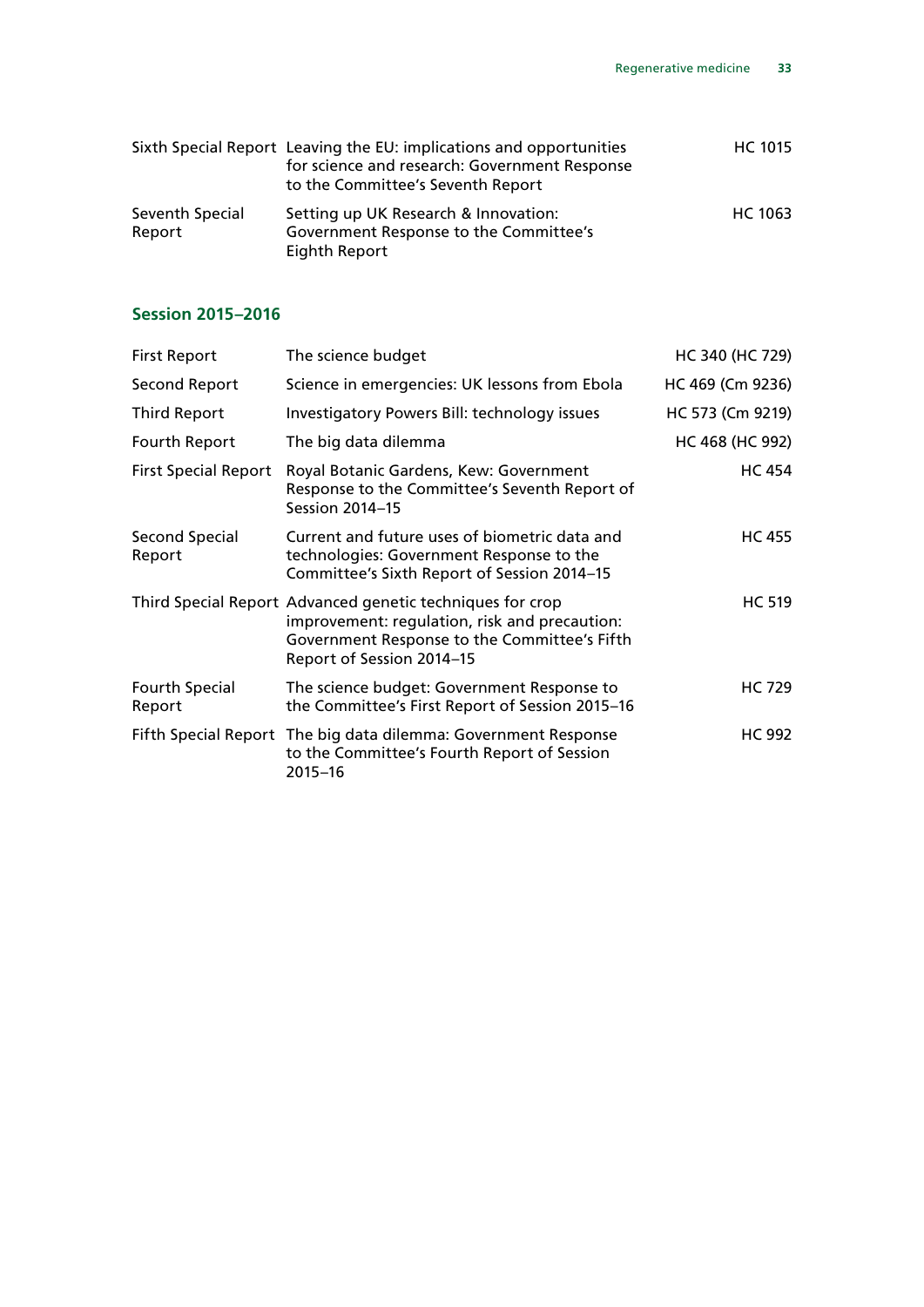| | | |
|---|---|---|
| Sixth Special Report | Leaving the EU: implications and opportunities for science and research: Government Response to the Committee's Seventh Report | HC 1015 |
| Seventh Special Report | Setting up UK Research & Innovation: Government Response to the Committee's Eighth Report | HC 1063 |

### Session 2015–2016

| | | |
|---|---|---|
| First Report | The science budget | HC 340 (HC 729) |
| Second Report | Science in emergencies: UK lessons from Ebola | HC 469 (Cm 9236) |
| Third Report | Investigatory Powers Bill: technology issues | HC 573 (Cm 9219) |
| Fourth Report | The big data dilemma | HC 468 (HC 992) |
| First Special Report | Royal Botanic Gardens, Kew: Government Response to the Committee's Seventh Report of Session 2014–15 | HC 454 |
| Second Special Report | Current and future uses of biometric data and technologies: Government Response to the Committee's Sixth Report of Session 2014–15 | HC 455 |
| Third Special Report | Advanced genetic techniques for crop improvement: regulation, risk and precaution: Government Response to the Committee's Fifth Report of Session 2014–15 | HC 519 |
| Fourth Special Report | The science budget: Government Response to the Committee's First Report of Session 2015–16 | HC 729 |
| Fifth Special Report | The big data dilemma: Government Response to the Committee's Fourth Report of Session 2015–16 | HC 992 |